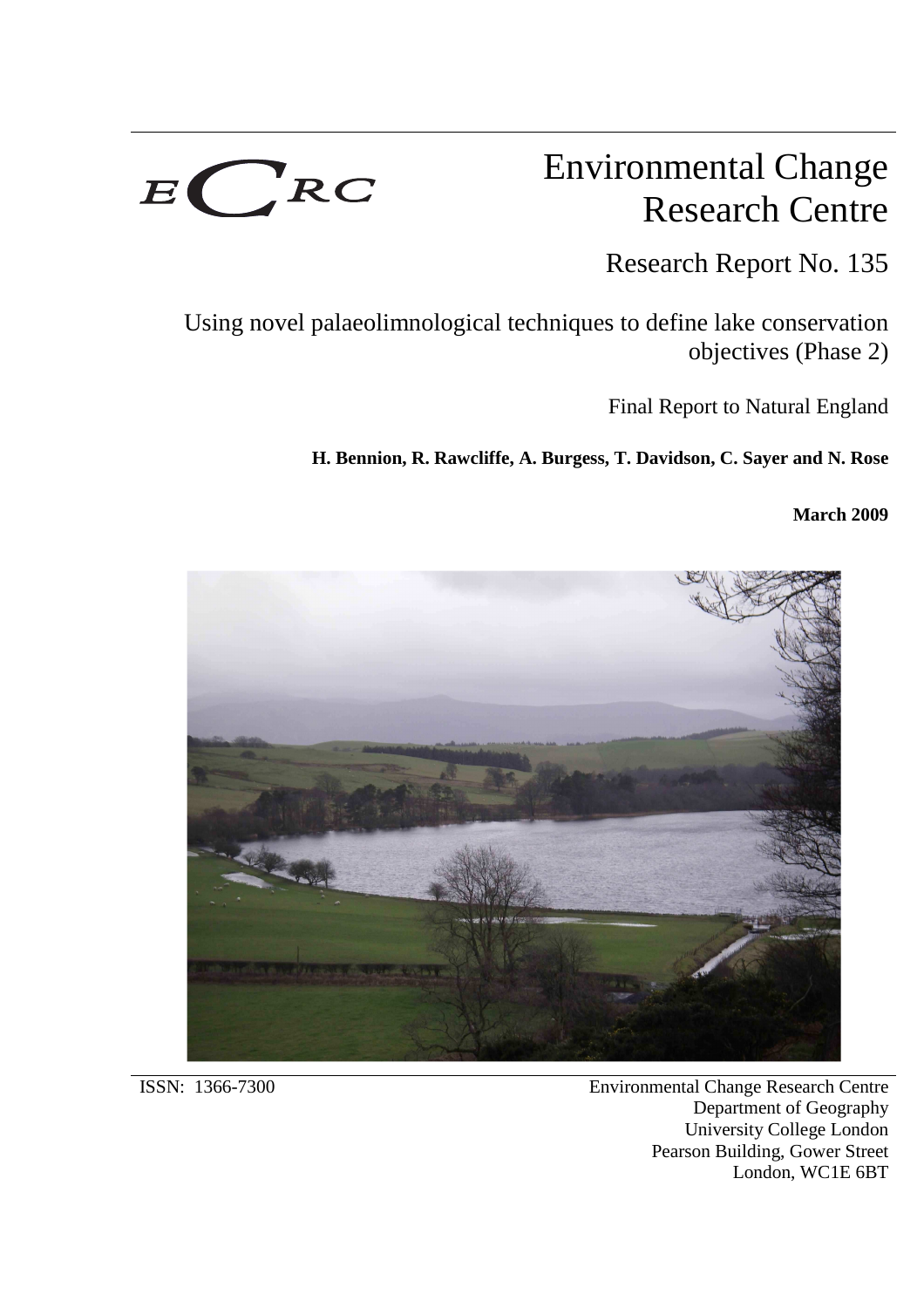ECRC

# Environmental Change Research Centre

## Research Report No. 135

Using novel palaeolimnological techniques to define lake conservation objectives (Phase 2)

Final Report to Natural England

**H. Bennion, R. Rawcliffe, A. Burgess, T. Davidson, C. Sayer and N. Rose**

**March 2009**

ISSN: 1366-7300

Environmental Change Research Centre
Department of Geography
University College London
Pearson Building, Gower Street
London, WC1E 6BT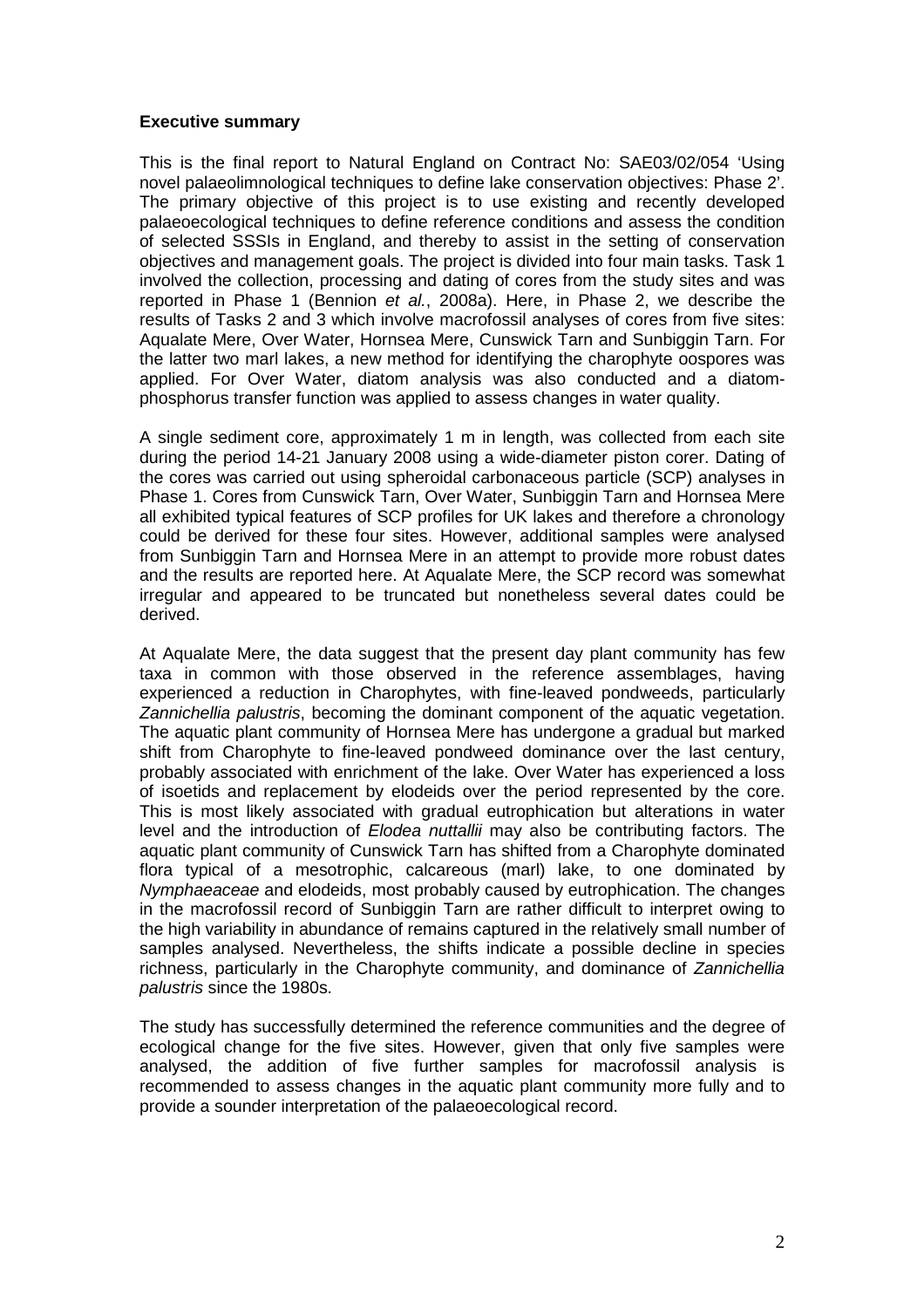## Executive summary

This is the final report to Natural England on Contract No: SAE03/02/054 'Using novel palaeolimnological techniques to define lake conservation objectives: Phase 2'. The primary objective of this project is to use existing and recently developed palaeoecological techniques to define reference conditions and assess the condition of selected SSSIs in England, and thereby to assist in the setting of conservation objectives and management goals. The project is divided into four main tasks. Task 1 involved the collection, processing and dating of cores from the study sites and was reported in Phase 1 (Bennion *et al.*, 2008a). Here, in Phase 2, we describe the results of Tasks 2 and 3 which involve macrofossil analyses of cores from five sites: Aqualate Mere, Over Water, Hornsea Mere, Cunswick Tarn and Sunbiggin Tarn. For the latter two marl lakes, a new method for identifying the charophyte oospores was applied. For Over Water, diatom analysis was also conducted and a diatom-phosphorus transfer function was applied to assess changes in water quality.

A single sediment core, approximately 1 m in length, was collected from each site during the period 14-21 January 2008 using a wide-diameter piston corer. Dating of the cores was carried out using spheroidal carbonaceous particle (SCP) analyses in Phase 1. Cores from Cunswick Tarn, Over Water, Sunbiggin Tarn and Hornsea Mere all exhibited typical features of SCP profiles for UK lakes and therefore a chronology could be derived for these four sites. However, additional samples were analysed from Sunbiggin Tarn and Hornsea Mere in an attempt to provide more robust dates and the results are reported here. At Aqualate Mere, the SCP record was somewhat irregular and appeared to be truncated but nonetheless several dates could be derived.

At Aqualate Mere, the data suggest that the present day plant community has few taxa in common with those observed in the reference assemblages, having experienced a reduction in Charophytes, with fine-leaved pondweeds, particularly *Zannichellia palustris*, becoming the dominant component of the aquatic vegetation. The aquatic plant community of Hornsea Mere has undergone a gradual but marked shift from Charophyte to fine-leaved pondweed dominance over the last century, probably associated with enrichment of the lake. Over Water has experienced a loss of isoetids and replacement by elodeids over the period represented by the core. This is most likely associated with gradual eutrophication but alterations in water level and the introduction of *Elodea nuttallii* may also be contributing factors. The aquatic plant community of Cunswick Tarn has shifted from a Charophyte dominated flora typical of a mesotrophic, calcareous (marl) lake, to one dominated by *Nymphaeaceae* and elodeids, most probably caused by eutrophication. The changes in the macrofossil record of Sunbiggin Tarn are rather difficult to interpret owing to the high variability in abundance of remains captured in the relatively small number of samples analysed. Nevertheless, the shifts indicate a possible decline in species richness, particularly in the Charophyte community, and dominance of *Zannichellia palustris* since the 1980s.

The study has successfully determined the reference communities and the degree of ecological change for the five sites. However, given that only five samples were analysed, the addition of five further samples for macrofossil analysis is recommended to assess changes in the aquatic plant community more fully and to provide a sounder interpretation of the palaeoecological record.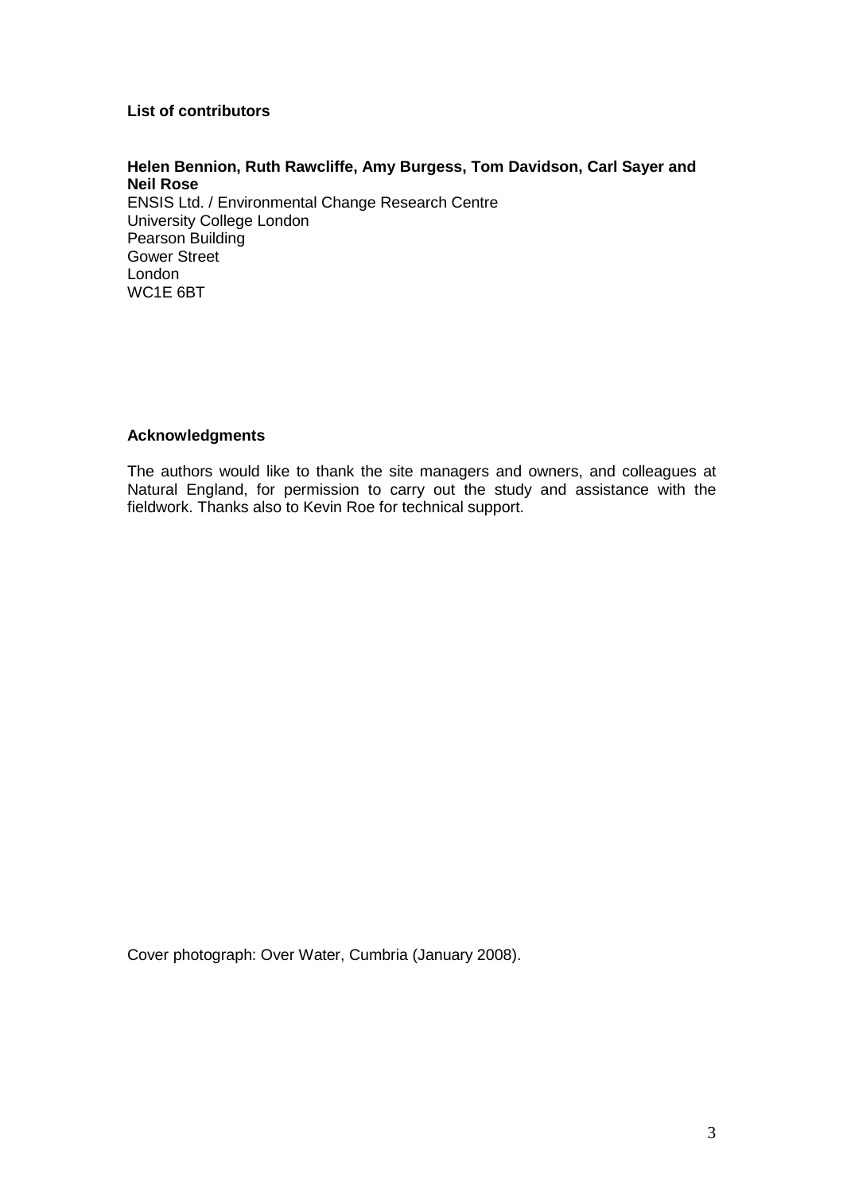**List of contributors**

**Helen Bennion, Ruth Rawcliffe, Amy Burgess, Tom Davidson, Carl Sayer and Neil Rose**
ENSIS Ltd. / Environmental Change Research Centre
University College London
Pearson Building
Gower Street
London
WC1E 6BT

**Acknowledgments**

The authors would like to thank the site managers and owners, and colleagues at Natural England, for permission to carry out the study and assistance with the fieldwork. Thanks also to Kevin Roe for technical support.

Cover photograph: Over Water, Cumbria (January 2008).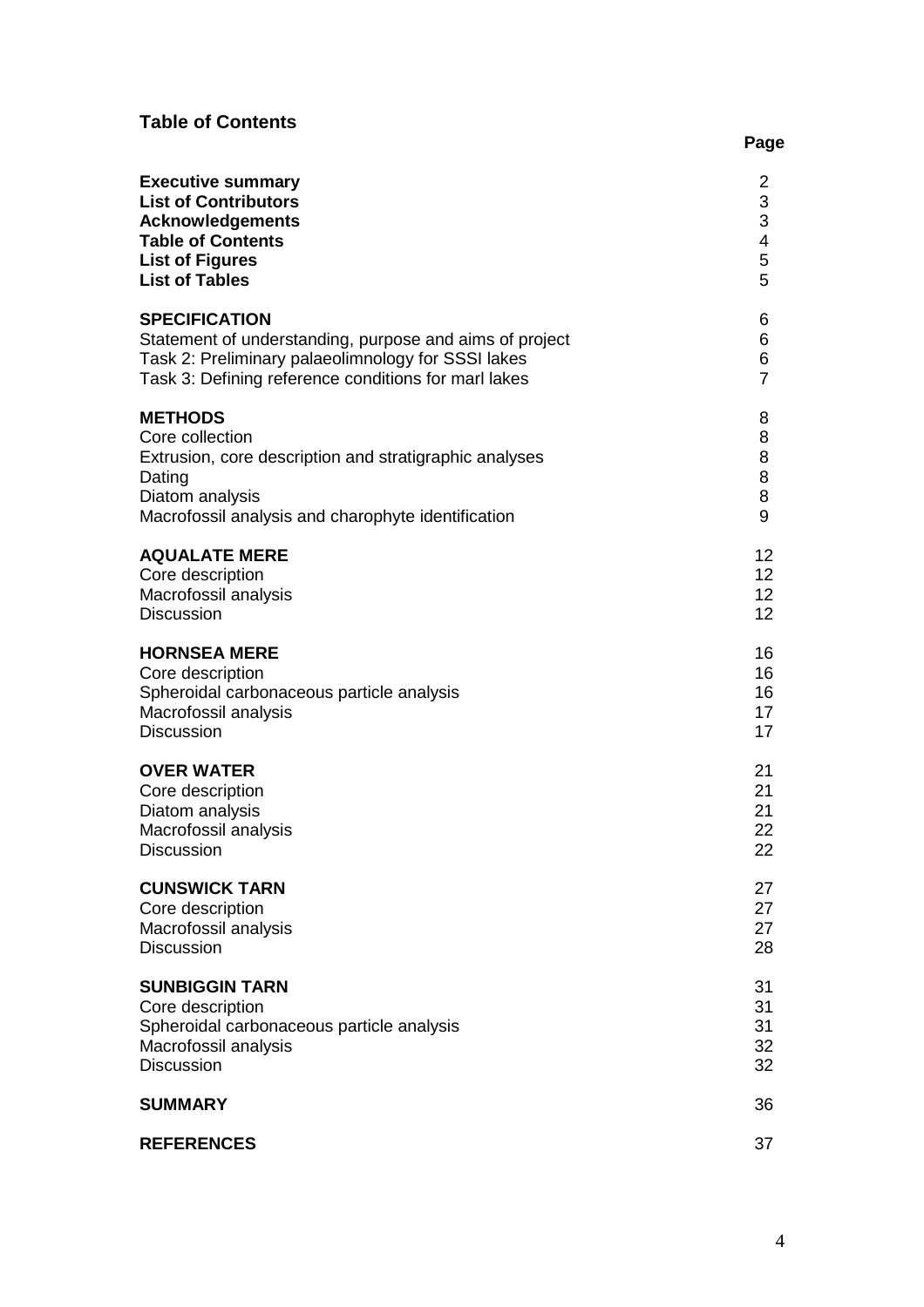## Table of Contents

| | Page |
|---|---|
| **Executive summary** | 2 |
| **List of Contributors** | 3 |
| **Acknowledgements** | 3 |
| **Table of Contents** | 4 |
| **List of Figures** | 5 |
| **List of Tables** | 5 |
| | |
| **SPECIFICATION** | 6 |
| Statement of understanding, purpose and aims of project | 6 |
| Task 2: Preliminary palaeolimnology for SSSI lakes | 6 |
| Task 3: Defining reference conditions for marl lakes | 7 |
| | |
| **METHODS** | 8 |
| Core collection | 8 |
| Extrusion, core description and stratigraphic analyses | 8 |
| Dating | 8 |
| Diatom analysis | 8 |
| Macrofossil analysis and charophyte identification | 9 |
| | |
| **AQUALATE MERE** | 12 |
| Core description | 12 |
| Macrofossil analysis | 12 |
| Discussion | 12 |
| | |
| **HORNSEA MERE** | 16 |
| Core description | 16 |
| Spheroidal carbonaceous particle analysis | 16 |
| Macrofossil analysis | 17 |
| Discussion | 17 |
| | |
| **OVER WATER** | 21 |
| Core description | 21 |
| Diatom analysis | 21 |
| Macrofossil analysis | 22 |
| Discussion | 22 |
| | |
| **CUNSWICK TARN** | 27 |
| Core description | 27 |
| Macrofossil analysis | 27 |
| Discussion | 28 |
| | |
| **SUNBIGGIN TARN** | 31 |
| Core description | 31 |
| Spheroidal carbonaceous particle analysis | 31 |
| Macrofossil analysis | 32 |
| Discussion | 32 |
| | |
| **SUMMARY** | 36 |
| | |
| **REFERENCES** | 37 |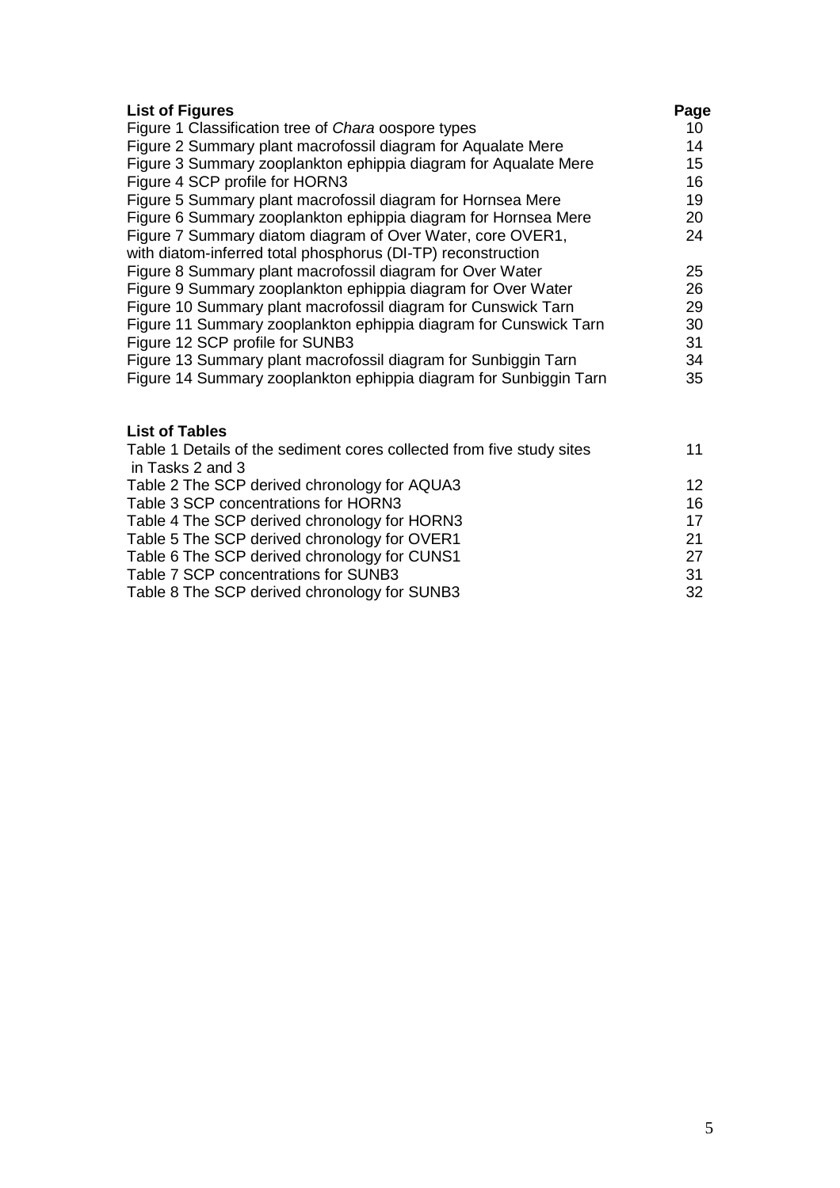## List of Figures

| | Page |
|---|---|
| Figure 1 Classification tree of *Chara* oospore types | 10 |
| Figure 2 Summary plant macrofossil diagram for Aqualate Mere | 14 |
| Figure 3 Summary zooplankton ephippia diagram for Aqualate Mere | 15 |
| Figure 4 SCP profile for HORN3 | 16 |
| Figure 5 Summary plant macrofossil diagram for Hornsea Mere | 19 |
| Figure 6 Summary zooplankton ephippia diagram for Hornsea Mere | 20 |
| Figure 7 Summary diatom diagram of Over Water, core OVER1, with diatom-inferred total phosphorus (DI-TP) reconstruction | 24 |
| Figure 8 Summary plant macrofossil diagram for Over Water | 25 |
| Figure 9 Summary zooplankton ephippia diagram for Over Water | 26 |
| Figure 10 Summary plant macrofossil diagram for Cunswick Tarn | 29 |
| Figure 11 Summary zooplankton ephippia diagram for Cunswick Tarn | 30 |
| Figure 12 SCP profile for SUNB3 | 31 |
| Figure 13 Summary plant macrofossil diagram for Sunbiggin Tarn | 34 |
| Figure 14 Summary zooplankton ephippia diagram for Sunbiggin Tarn | 35 |

## List of Tables

| | |
|---|---|
| Table 1 Details of the sediment cores collected from five study sites in Tasks 2 and 3 | 11 |
| Table 2 The SCP derived chronology for AQUA3 | 12 |
| Table 3 SCP concentrations for HORN3 | 16 |
| Table 4 The SCP derived chronology for HORN3 | 17 |
| Table 5 The SCP derived chronology for OVER1 | 21 |
| Table 6 The SCP derived chronology for CUNS1 | 27 |
| Table 7 SCP concentrations for SUNB3 | 31 |
| Table 8 The SCP derived chronology for SUNB3 | 32 |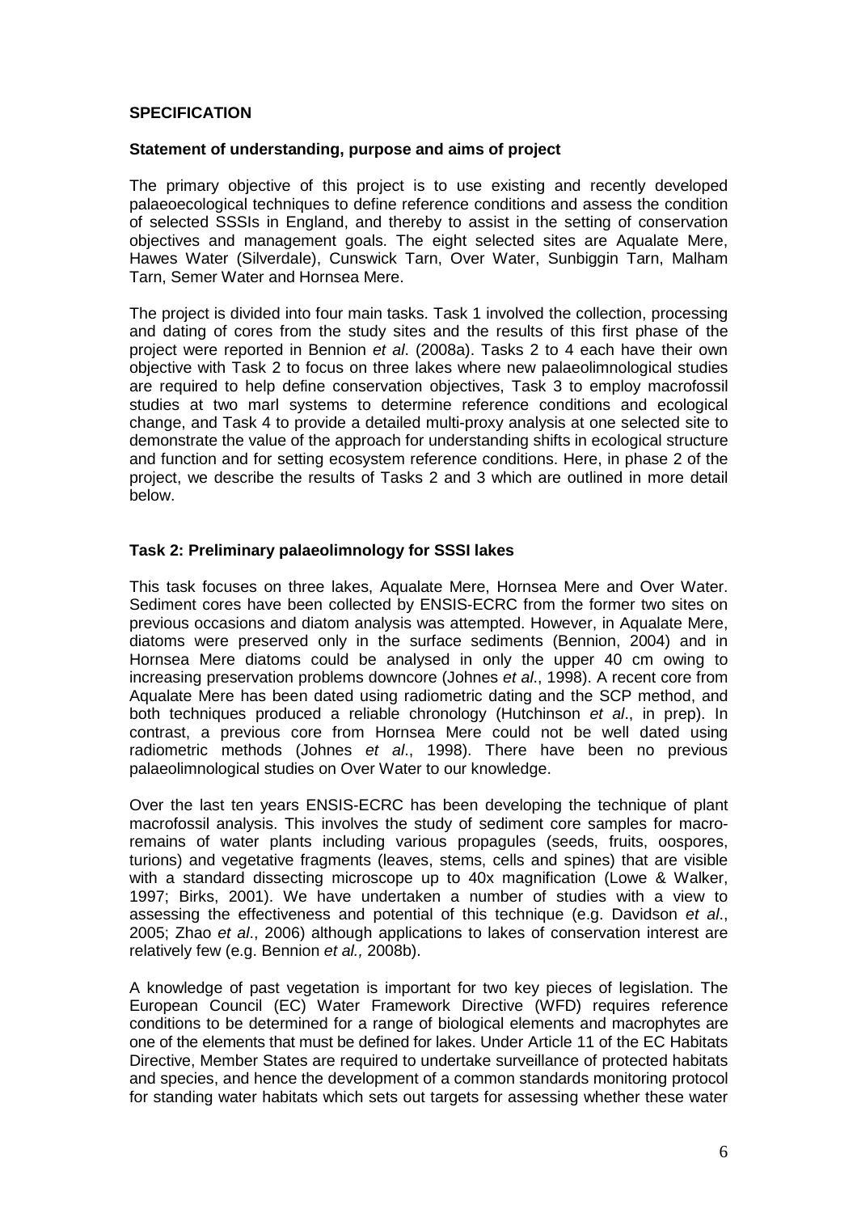## SPECIFICATION

### Statement of understanding, purpose and aims of project

The primary objective of this project is to use existing and recently developed palaeoecological techniques to define reference conditions and assess the condition of selected SSSIs in England, and thereby to assist in the setting of conservation objectives and management goals. The eight selected sites are Aqualate Mere, Hawes Water (Silverdale), Cunswick Tarn, Over Water, Sunbiggin Tarn, Malham Tarn, Semer Water and Hornsea Mere.

The project is divided into four main tasks. Task 1 involved the collection, processing and dating of cores from the study sites and the results of this first phase of the project were reported in Bennion *et al*. (2008a). Tasks 2 to 4 each have their own objective with Task 2 to focus on three lakes where new palaeolimnological studies are required to help define conservation objectives, Task 3 to employ macrofossil studies at two marl systems to determine reference conditions and ecological change, and Task 4 to provide a detailed multi-proxy analysis at one selected site to demonstrate the value of the approach for understanding shifts in ecological structure and function and for setting ecosystem reference conditions. Here, in phase 2 of the project, we describe the results of Tasks 2 and 3 which are outlined in more detail below.

### Task 2: Preliminary palaeolimnology for SSSI lakes

This task focuses on three lakes, Aqualate Mere, Hornsea Mere and Over Water. Sediment cores have been collected by ENSIS-ECRC from the former two sites on previous occasions and diatom analysis was attempted. However, in Aqualate Mere, diatoms were preserved only in the surface sediments (Bennion, 2004) and in Hornsea Mere diatoms could be analysed in only the upper 40 cm owing to increasing preservation problems downcore (Johnes *et al*., 1998). A recent core from Aqualate Mere has been dated using radiometric dating and the SCP method, and both techniques produced a reliable chronology (Hutchinson *et al*., in prep). In contrast, a previous core from Hornsea Mere could not be well dated using radiometric methods (Johnes *et al*., 1998). There have been no previous palaeolimnological studies on Over Water to our knowledge.

Over the last ten years ENSIS-ECRC has been developing the technique of plant macrofossil analysis. This involves the study of sediment core samples for macro-remains of water plants including various propagules (seeds, fruits, oospores, turions) and vegetative fragments (leaves, stems, cells and spines) that are visible with a standard dissecting microscope up to 40x magnification (Lowe & Walker, 1997; Birks, 2001). We have undertaken a number of studies with a view to assessing the effectiveness and potential of this technique (e.g. Davidson *et al*., 2005; Zhao *et al*., 2006) although applications to lakes of conservation interest are relatively few (e.g. Bennion *et al.,* 2008b).

A knowledge of past vegetation is important for two key pieces of legislation. The European Council (EC) Water Framework Directive (WFD) requires reference conditions to be determined for a range of biological elements and macrophytes are one of the elements that must be defined for lakes. Under Article 11 of the EC Habitats Directive, Member States are required to undertake surveillance of protected habitats and species, and hence the development of a common standards monitoring protocol for standing water habitats which sets out targets for assessing whether these water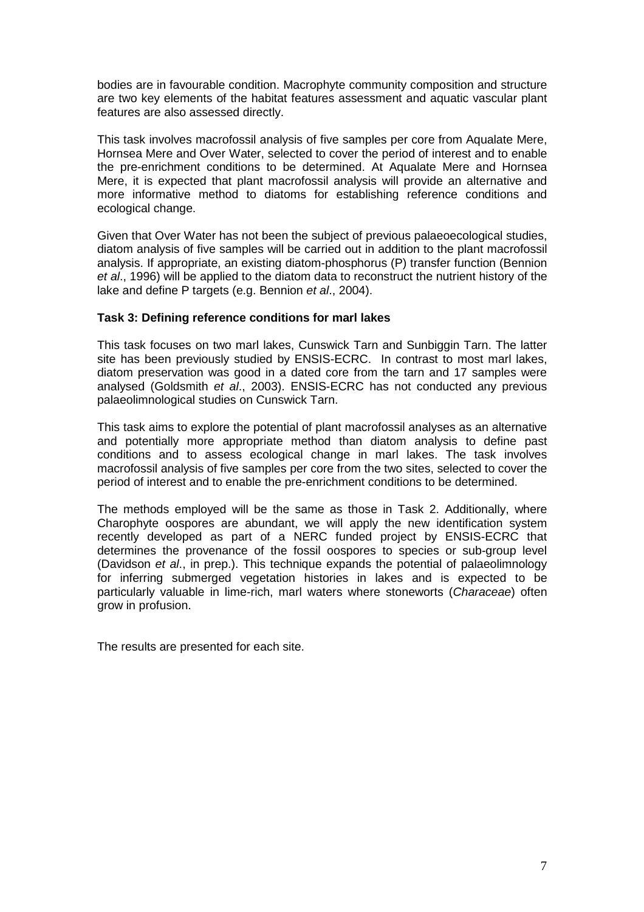bodies are in favourable condition. Macrophyte community composition and structure are two key elements of the habitat features assessment and aquatic vascular plant features are also assessed directly.

This task involves macrofossil analysis of five samples per core from Aqualate Mere, Hornsea Mere and Over Water, selected to cover the period of interest and to enable the pre-enrichment conditions to be determined. At Aqualate Mere and Hornsea Mere, it is expected that plant macrofossil analysis will provide an alternative and more informative method to diatoms for establishing reference conditions and ecological change.

Given that Over Water has not been the subject of previous palaeoecological studies, diatom analysis of five samples will be carried out in addition to the plant macrofossil analysis. If appropriate, an existing diatom-phosphorus (P) transfer function (Bennion *et al*., 1996) will be applied to the diatom data to reconstruct the nutrient history of the lake and define P targets (e.g. Bennion *et al*., 2004).

**Task 3: Defining reference conditions for marl lakes**

This task focuses on two marl lakes, Cunswick Tarn and Sunbiggin Tarn. The latter site has been previously studied by ENSIS-ECRC. In contrast to most marl lakes, diatom preservation was good in a dated core from the tarn and 17 samples were analysed (Goldsmith *et al*., 2003). ENSIS-ECRC has not conducted any previous palaeolimnological studies on Cunswick Tarn.

This task aims to explore the potential of plant macrofossil analyses as an alternative and potentially more appropriate method than diatom analysis to define past conditions and to assess ecological change in marl lakes. The task involves macrofossil analysis of five samples per core from the two sites, selected to cover the period of interest and to enable the pre-enrichment conditions to be determined.

The methods employed will be the same as those in Task 2. Additionally, where Charophyte oospores are abundant, we will apply the new identification system recently developed as part of a NERC funded project by ENSIS-ECRC that determines the provenance of the fossil oospores to species or sub-group level (Davidson *et al*., in prep.). This technique expands the potential of palaeolimnology for inferring submerged vegetation histories in lakes and is expected to be particularly valuable in lime-rich, marl waters where stoneworts (*Characeae*) often grow in profusion.

The results are presented for each site.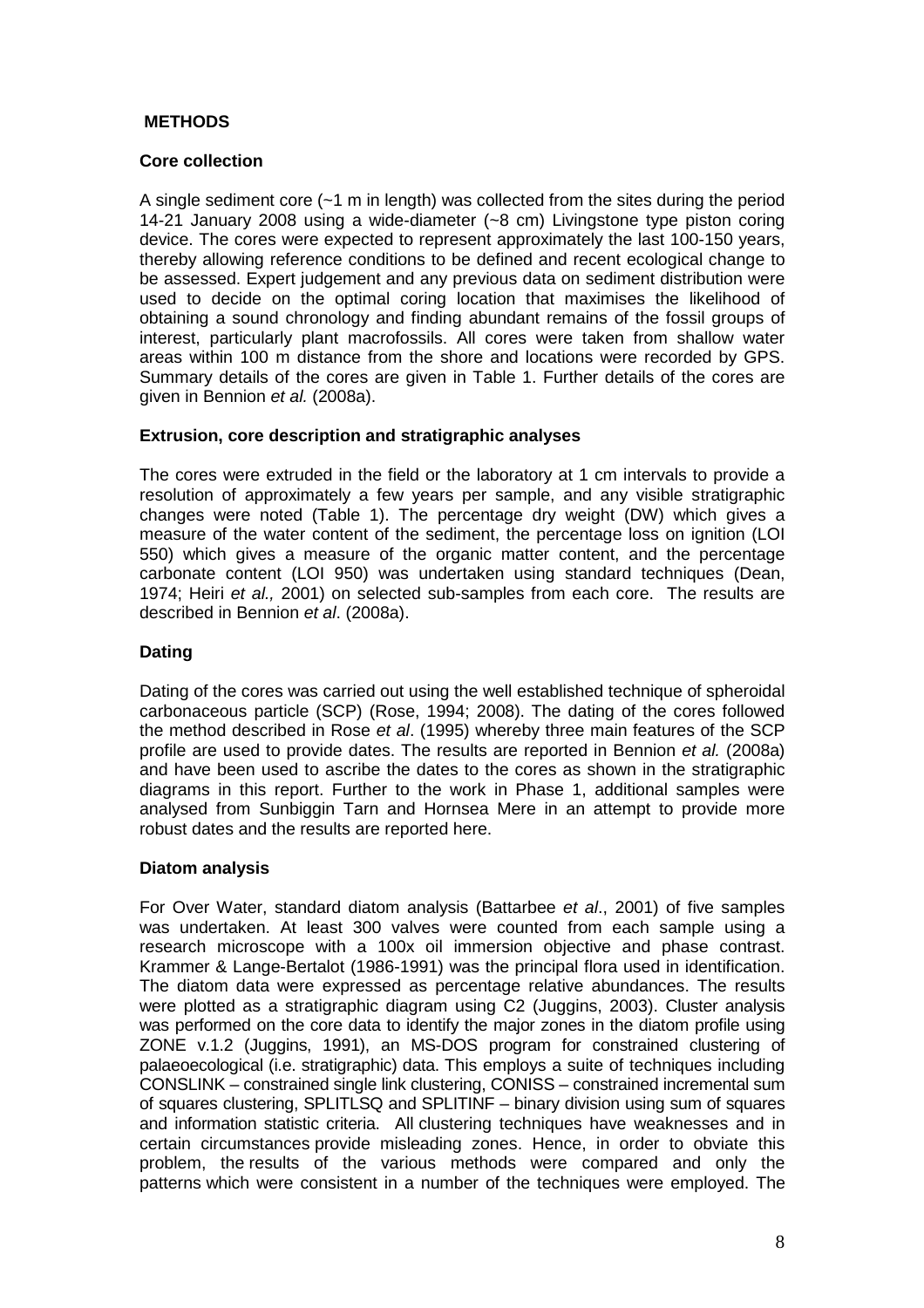## METHODS

### Core collection

A single sediment core (~1 m in length) was collected from the sites during the period 14-21 January 2008 using a wide-diameter (~8 cm) Livingstone type piston coring device. The cores were expected to represent approximately the last 100-150 years, thereby allowing reference conditions to be defined and recent ecological change to be assessed. Expert judgement and any previous data on sediment distribution were used to decide on the optimal coring location that maximises the likelihood of obtaining a sound chronology and finding abundant remains of the fossil groups of interest, particularly plant macrofossils. All cores were taken from shallow water areas within 100 m distance from the shore and locations were recorded by GPS. Summary details of the cores are given in Table 1. Further details of the cores are given in Bennion *et al.* (2008a).

### Extrusion, core description and stratigraphic analyses

The cores were extruded in the field or the laboratory at 1 cm intervals to provide a resolution of approximately a few years per sample, and any visible stratigraphic changes were noted (Table 1). The percentage dry weight (DW) which gives a measure of the water content of the sediment, the percentage loss on ignition (LOI 550) which gives a measure of the organic matter content, and the percentage carbonate content (LOI 950) was undertaken using standard techniques (Dean, 1974; Heiri *et al.,* 2001) on selected sub-samples from each core. The results are described in Bennion *et al*. (2008a).

### Dating

Dating of the cores was carried out using the well established technique of spheroidal carbonaceous particle (SCP) (Rose, 1994; 2008). The dating of the cores followed the method described in Rose *et al*. (1995) whereby three main features of the SCP profile are used to provide dates. The results are reported in Bennion *et al.* (2008a) and have been used to ascribe the dates to the cores as shown in the stratigraphic diagrams in this report. Further to the work in Phase 1, additional samples were analysed from Sunbiggin Tarn and Hornsea Mere in an attempt to provide more robust dates and the results are reported here.

### Diatom analysis

For Over Water, standard diatom analysis (Battarbee *et al*., 2001) of five samples was undertaken. At least 300 valves were counted from each sample using a research microscope with a 100x oil immersion objective and phase contrast. Krammer & Lange-Bertalot (1986-1991) was the principal flora used in identification. The diatom data were expressed as percentage relative abundances. The results were plotted as a stratigraphic diagram using C2 (Juggins, 2003). Cluster analysis was performed on the core data to identify the major zones in the diatom profile using ZONE v.1.2 (Juggins, 1991), an MS-DOS program for constrained clustering of palaeoecological (i.e. stratigraphic) data. This employs a suite of techniques including CONSLINK – constrained single link clustering, CONISS – constrained incremental sum of squares clustering, SPLITLSQ and SPLITINF – binary division using sum of squares and information statistic criteria. All clustering techniques have weaknesses and in certain circumstances provide misleading zones. Hence, in order to obviate this problem, the results of the various methods were compared and only the patterns which were consistent in a number of the techniques were employed. The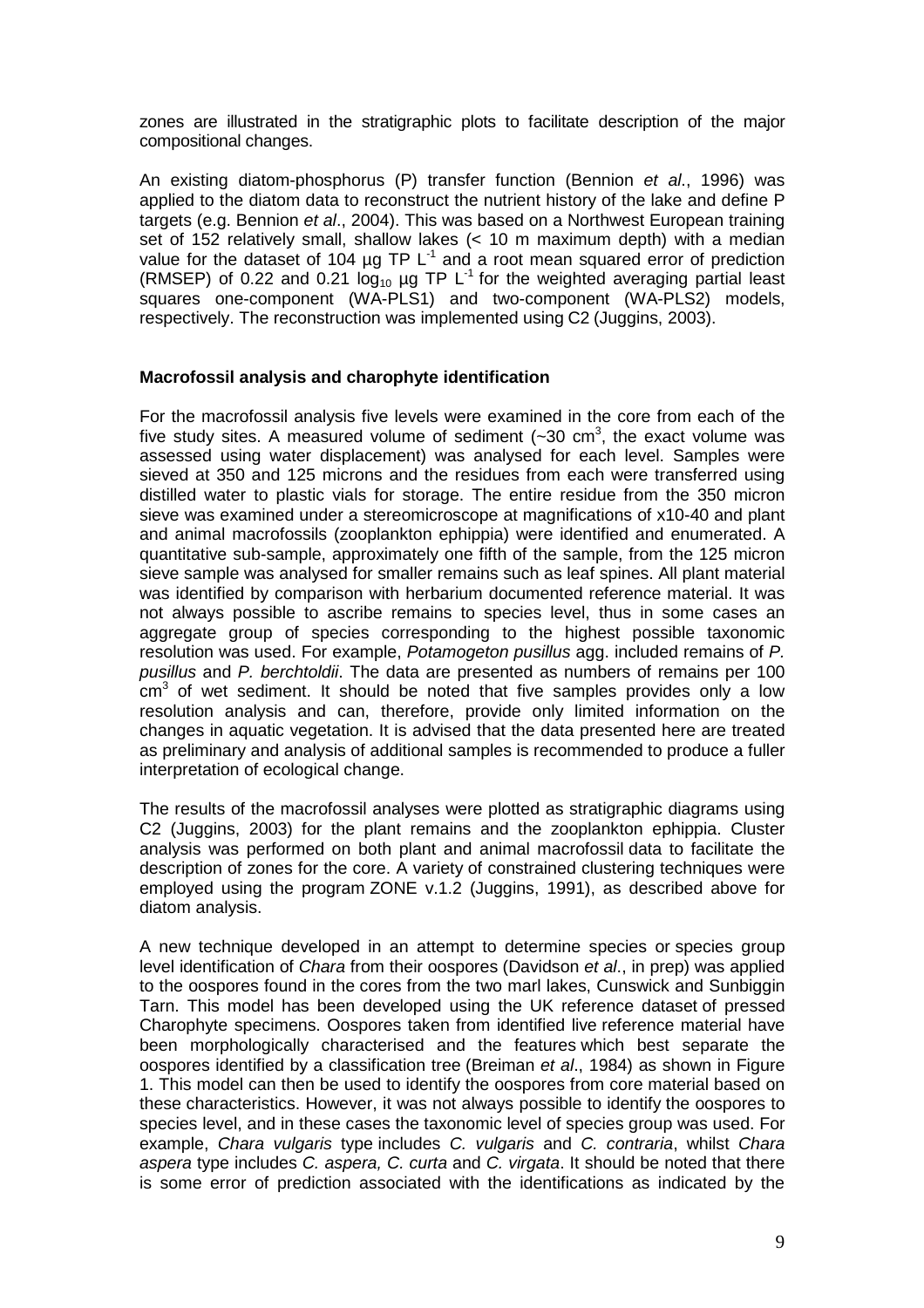zones are illustrated in the stratigraphic plots to facilitate description of the major compositional changes.

An existing diatom-phosphorus (P) transfer function (Bennion *et al*., 1996) was applied to the diatom data to reconstruct the nutrient history of the lake and define P targets (e.g. Bennion *et al*., 2004). This was based on a Northwest European training set of 152 relatively small, shallow lakes (< 10 m maximum depth) with a median value for the dataset of 104 µg TP $L^{-1}$ and a root mean squared error of prediction (RMSEP) of 0.22 and 0.21 $\log_{10}$ µg TP $L^{-1}$ for the weighted averaging partial least squares one-component (WA-PLS1) and two-component (WA-PLS2) models, respectively. The reconstruction was implemented using C2 (Juggins, 2003).

**Macrofossil analysis and charophyte identification**

For the macrofossil analysis five levels were examined in the core from each of the five study sites. A measured volume of sediment (~30 $cm^3$, the exact volume was assessed using water displacement) was analysed for each level. Samples were sieved at 350 and 125 microns and the residues from each were transferred using distilled water to plastic vials for storage. The entire residue from the 350 micron sieve was examined under a stereomicroscope at magnifications of x10-40 and plant and animal macrofossils (zooplankton ephippia) were identified and enumerated. A quantitative sub-sample, approximately one fifth of the sample, from the 125 micron sieve sample was analysed for smaller remains such as leaf spines. All plant material was identified by comparison with herbarium documented reference material. It was not always possible to ascribe remains to species level, thus in some cases an aggregate group of species corresponding to the highest possible taxonomic resolution was used. For example, *Potamogeton pusillus* agg. included remains of *P. pusillus* and *P. berchtoldii*. The data are presented as numbers of remains per 100 $cm^3$ of wet sediment. It should be noted that five samples provides only a low resolution analysis and can, therefore, provide only limited information on the changes in aquatic vegetation. It is advised that the data presented here are treated as preliminary and analysis of additional samples is recommended to produce a fuller interpretation of ecological change.

The results of the macrofossil analyses were plotted as stratigraphic diagrams using C2 (Juggins, 2003) for the plant remains and the zooplankton ephippia. Cluster analysis was performed on both plant and animal macrofossil data to facilitate the description of zones for the core. A variety of constrained clustering techniques were employed using the program ZONE v.1.2 (Juggins, 1991), as described above for diatom analysis.

A new technique developed in an attempt to determine species or species group level identification of *Chara* from their oospores (Davidson *et al*., in prep) was applied to the oospores found in the cores from the two marl lakes, Cunswick and Sunbiggin Tarn. This model has been developed using the UK reference dataset of pressed Charophyte specimens. Oospores taken from identified live reference material have been morphologically characterised and the features which best separate the oospores identified by a classification tree (Breiman *et al*., 1984) as shown in Figure 1. This model can then be used to identify the oospores from core material based on these characteristics. However, it was not always possible to identify the oospores to species level, and in these cases the taxonomic level of species group was used. For example, *Chara vulgaris* type includes *C. vulgaris* and *C. contraria*, whilst *Chara aspera* type includes *C. aspera, C. curta* and *C. virgata*. It should be noted that there is some error of prediction associated with the identifications as indicated by the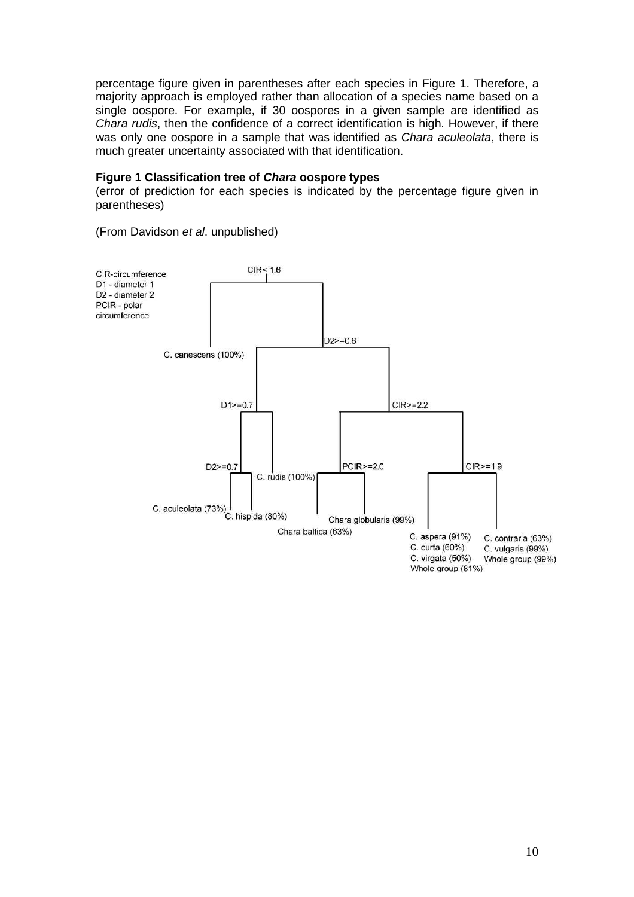percentage figure given in parentheses after each species in Figure 1. Therefore, a majority approach is employed rather than allocation of a species name based on a single oospore. For example, if 30 oospores in a given sample are identified as *Chara rudis*, then the confidence of a correct identification is high. However, if there was only one oospore in a sample that was identified as *Chara aculeolata*, there is much greater uncertainty associated with that identification.

**Figure 1 Classification tree of *Chara* oospore types**
(error of prediction for each species is indicated by the percentage figure given in parentheses)

(From Davidson *et al*. unpublished)

CIR-circumference
D1 - diameter 1
D2 - diameter 2
PCIR - polar circumference

CIR< 1.6

C. canescens (100%)

D2>=0.6

D1>=0.7

CIR>=2.2

D2>=0.7

C. rudis (100%)

PCIR>=2.0

CIR>=1.9

C. aculeolata (73%)

C. hispida (80%)

Chara globularis (99%)

Chara baltica (63%)

C. aspera (91%)
C. curta (60%)
C. virgata (50%)
Whole group (81%)

C. contraria (63%)
C. vulgaris (99%)
Whole group (99%)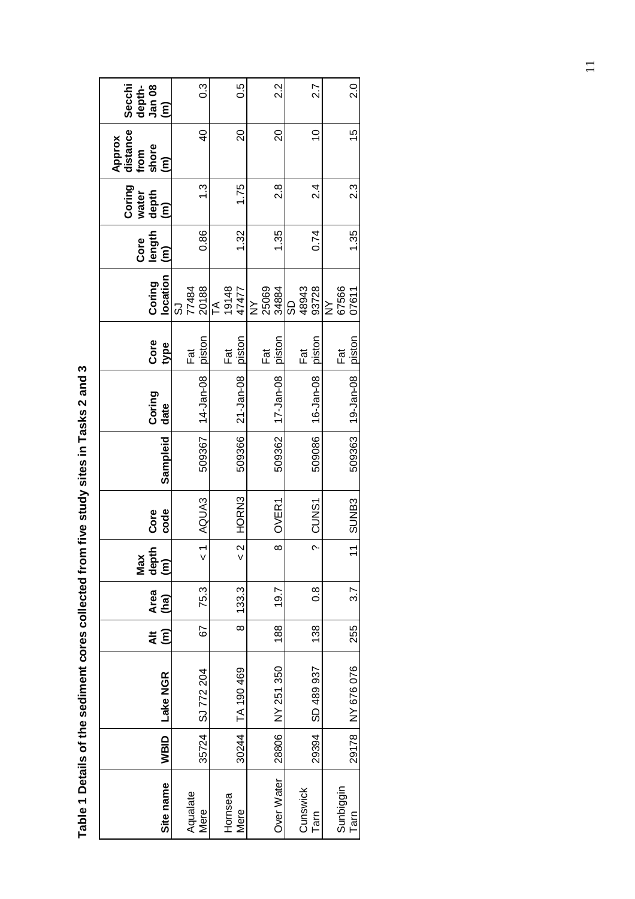**Table 1 Details of the sediment cores collected from five study sites in Tasks 2 and 3**

| Site name | WBID | Lake NGR | Alt (m) | Area (ha) | Max depth (m) | Core code | Sampleid | Coring date | Core type | Coring location | Core length (m) | Coring water depth (m) | Approx distance from shore (m) | Secchi depth-Jan 08 (m) |
|---|---|---|---|---|---|---|---|---|---|---|---|---|---|---|
| Aqualate Mere | 35724 | SJ 772 204 | 67 | 75.3 | < 1 | AQUA3 | 509367 | 14-Jan-08 | Fat piston | SJ 77484 20188 | 0.86 | 1.3 | 40 | 0.3 |
| Hornsea Mere | 30244 | TA 190 469 | 8 | 133.3 | < 2 | HORN3 | 509366 | 21-Jan-08 | Fat piston | TA 19148 47477 | 1.32 | 1.75 | 20 | 0.5 |
| Over Water | 28806 | NY 251 350 | 188 | 19.7 | 8 | OVER1 | 509362 | 17-Jan-08 | Fat piston | NY 25069 34884 | 1.35 | 2.8 | 20 | 2.2 |
| Cunswick Tarn | 29394 | SD 489 937 | 138 | 0.8 | ? | CUNS1 | 509086 | 16-Jan-08 | Fat piston | SD 48943 93728 | 0.74 | 2.4 | 10 | 2.7 |
| Sunbiggin Tarn | 29178 | NY 676 076 | 255 | 3.7 | 11 | SUNB3 | 509363 | 19-Jan-08 | Fat piston | NY 67566 07611 | 1.35 | 2.3 | 15 | 2.0 |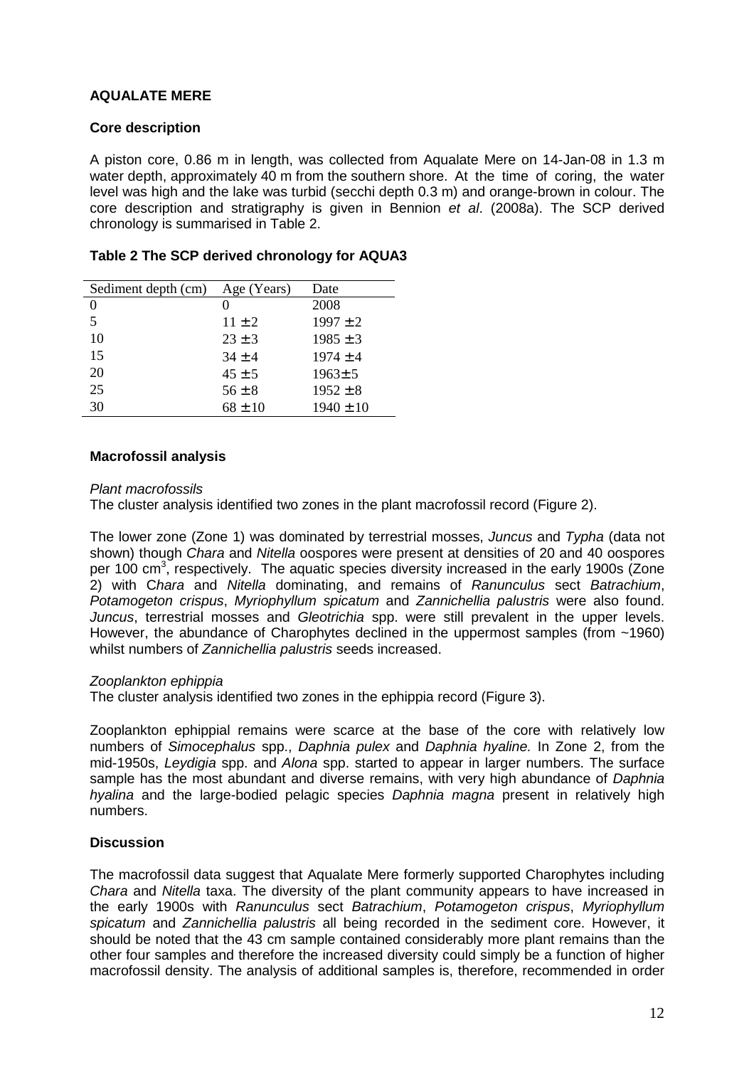## AQUALATE MERE

### Core description

A piston core, 0.86 m in length, was collected from Aqualate Mere on 14-Jan-08 in 1.3 m water depth, approximately 40 m from the southern shore. At the time of coring, the water level was high and the lake was turbid (secchi depth 0.3 m) and orange-brown in colour. The core description and stratigraphy is given in Bennion *et al*. (2008a). The SCP derived chronology is summarised in Table 2.

**Table 2 The SCP derived chronology for AQUA3**

| Sediment depth (cm) | Age (Years) | Date |
|---|---|---|
| 0 | 0 | 2008 |
| 5 | 11 ± 2 | 1997 ± 2 |
| 10 | 23 ± 3 | 1985 ± 3 |
| 15 | 34 ± 4 | 1974 ± 4 |
| 20 | 45 ± 5 | 1963± 5 |
| 25 | 56 ± 8 | 1952 ± 8 |
| 30 | 68 ± 10 | 1940 ± 10 |

### Macrofossil analysis

*Plant macrofossils*

The cluster analysis identified two zones in the plant macrofossil record (Figure 2).

The lower zone (Zone 1) was dominated by terrestrial mosses, *Juncus* and *Typha* (data not shown) though *Chara* and *Nitella* oospores were present at densities of 20 and 40 oospores per 100 $cm^3$, respectively. The aquatic species diversity increased in the early 1900s (Zone 2) with C*hara* and *Nitella* dominating, and remains of *Ranunculus* sect *Batrachium*, *Potamogeton crispus*, *Myriophyllum spicatum* and *Zannichellia palustris* were also found. *Juncus*, terrestrial mosses and *Gleotrichia* spp. were still prevalent in the upper levels. However, the abundance of Charophytes declined in the uppermost samples (from ~1960) whilst numbers of *Zannichellia palustris* seeds increased.

*Zooplankton ephippia*

The cluster analysis identified two zones in the ephippia record (Figure 3).

Zooplankton ephippial remains were scarce at the base of the core with relatively low numbers of *Simocephalus* spp., *Daphnia pulex* and *Daphnia hyaline.* In Zone 2, from the mid-1950s, *Leydigia* spp. and *Alona* spp. started to appear in larger numbers. The surface sample has the most abundant and diverse remains, with very high abundance of *Daphnia hyalina* and the large-bodied pelagic species *Daphnia magna* present in relatively high numbers.

### Discussion

The macrofossil data suggest that Aqualate Mere formerly supported Charophytes including *Chara* and *Nitella* taxa. The diversity of the plant community appears to have increased in the early 1900s with *Ranunculus* sect *Batrachium*, *Potamogeton crispus*, *Myriophyllum spicatum* and *Zannichellia palustris* all being recorded in the sediment core. However, it should be noted that the 43 cm sample contained considerably more plant remains than the other four samples and therefore the increased diversity could simply be a function of higher macrofossil density. The analysis of additional samples is, therefore, recommended in order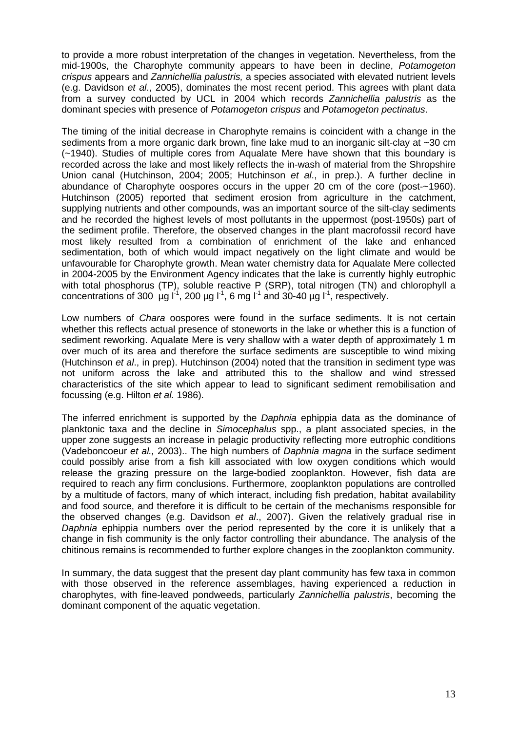to provide a more robust interpretation of the changes in vegetation. Nevertheless, from the mid-1900s, the Charophyte community appears to have been in decline, *Potamogeton crispus* appears and *Zannichellia palustris,* a species associated with elevated nutrient levels (e.g. Davidson *et al*., 2005), dominates the most recent period. This agrees with plant data from a survey conducted by UCL in 2004 which records *Zannichellia palustris* as the dominant species with presence of *Potamogeton crispus* and *Potamogeton pectinatus*.

The timing of the initial decrease in Charophyte remains is coincident with a change in the sediments from a more organic dark brown, fine lake mud to an inorganic silt-clay at ~30 cm (~1940). Studies of multiple cores from Aqualate Mere have shown that this boundary is recorded across the lake and most likely reflects the in-wash of material from the Shropshire Union canal (Hutchinson, 2004; 2005; Hutchinson *et al*., in prep.). A further decline in abundance of Charophyte oospores occurs in the upper 20 cm of the core (post-~1960). Hutchinson (2005) reported that sediment erosion from agriculture in the catchment, supplying nutrients and other compounds, was an important source of the silt-clay sediments and he recorded the highest levels of most pollutants in the uppermost (post-1950s) part of the sediment profile. Therefore, the observed changes in the plant macrofossil record have most likely resulted from a combination of enrichment of the lake and enhanced sedimentation, both of which would impact negatively on the light climate and would be unfavourable for Charophyte growth. Mean water chemistry data for Aqualate Mere collected in 2004-2005 by the Environment Agency indicates that the lake is currently highly eutrophic with total phosphorus (TP), soluble reactive P (SRP), total nitrogen (TN) and chlorophyll a concentrations of 300 $\mu g\ l^{-1}$, 200 $\mu g\ l^{-1}$, 6 $mg\ l^{-1}$ and 30-40 $\mu g\ l^{-1}$, respectively.

Low numbers of *Chara* oospores were found in the surface sediments. It is not certain whether this reflects actual presence of stoneworts in the lake or whether this is a function of sediment reworking. Aqualate Mere is very shallow with a water depth of approximately 1 m over much of its area and therefore the surface sediments are susceptible to wind mixing (Hutchinson *et al*., in prep). Hutchinson (2004) noted that the transition in sediment type was not uniform across the lake and attributed this to the shallow and wind stressed characteristics of the site which appear to lead to significant sediment remobilisation and focussing (e.g. Hilton *et al.* 1986).

The inferred enrichment is supported by the *Daphnia* ephippia data as the dominance of planktonic taxa and the decline in *Simocephalus* spp., a plant associated species, in the upper zone suggests an increase in pelagic productivity reflecting more eutrophic conditions (Vadeboncoeur *et al.,* 2003).. The high numbers of *Daphnia magna* in the surface sediment could possibly arise from a fish kill associated with low oxygen conditions which would release the grazing pressure on the large-bodied zooplankton. However, fish data are required to reach any firm conclusions. Furthermore, zooplankton populations are controlled by a multitude of factors, many of which interact, including fish predation, habitat availability and food source, and therefore it is difficult to be certain of the mechanisms responsible for the observed changes (e.g. Davidson *et al*., 2007). Given the relatively gradual rise in *Daphnia* ephippia numbers over the period represented by the core it is unlikely that a change in fish community is the only factor controlling their abundance. The analysis of the chitinous remains is recommended to further explore changes in the zooplankton community.

In summary, the data suggest that the present day plant community has few taxa in common with those observed in the reference assemblages, having experienced a reduction in charophytes, with fine-leaved pondweeds, particularly *Zannichellia palustris*, becoming the dominant component of the aquatic vegetation.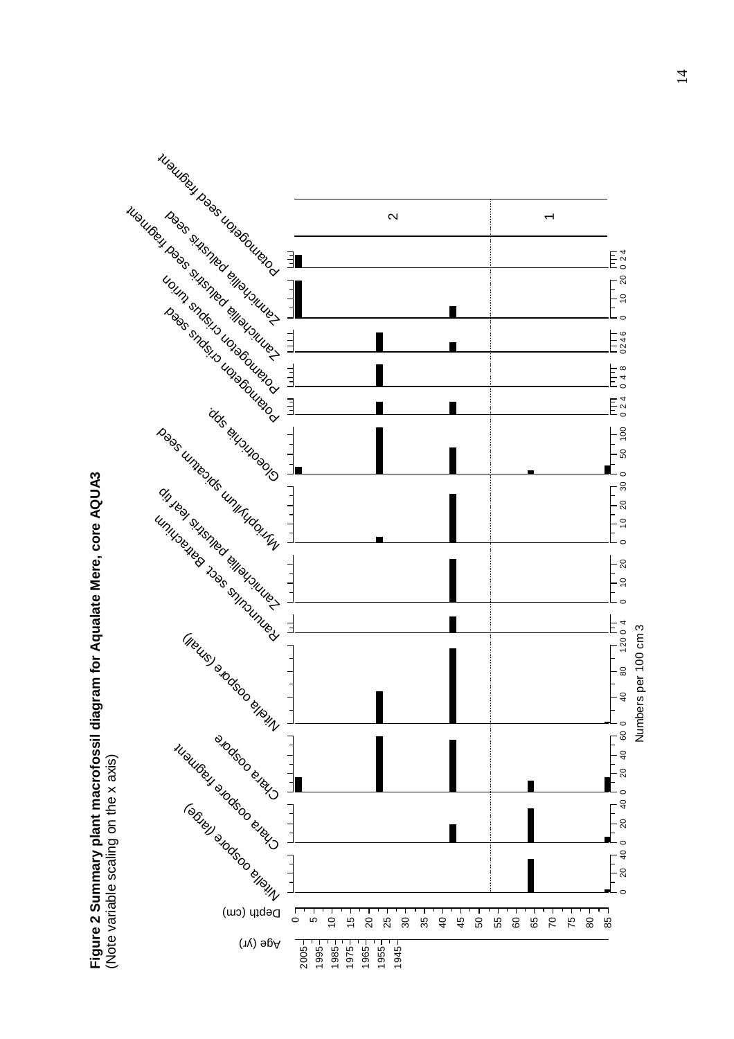**Figure 2 Summary plant macrofossil diagram for Aqualate Mere, core AQUA3**
(Note variable scaling on the x axis)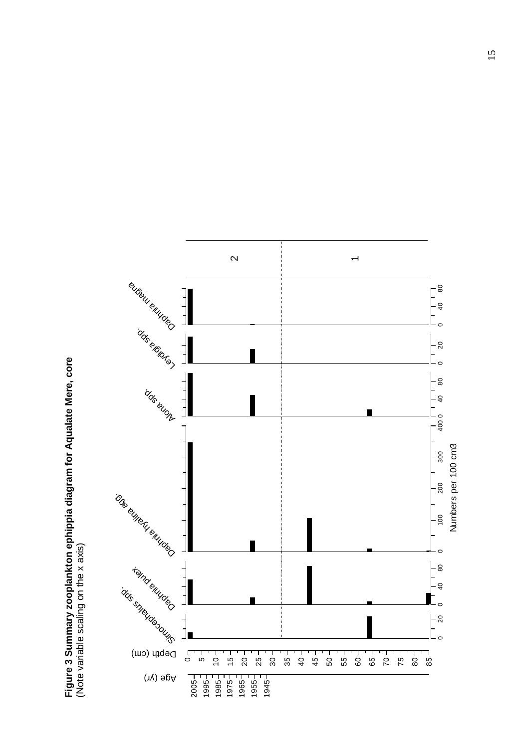**Figure 3 Summary zooplankton ephippia diagram for Aqualate Mere, core**
(Note variable scaling on the x axis)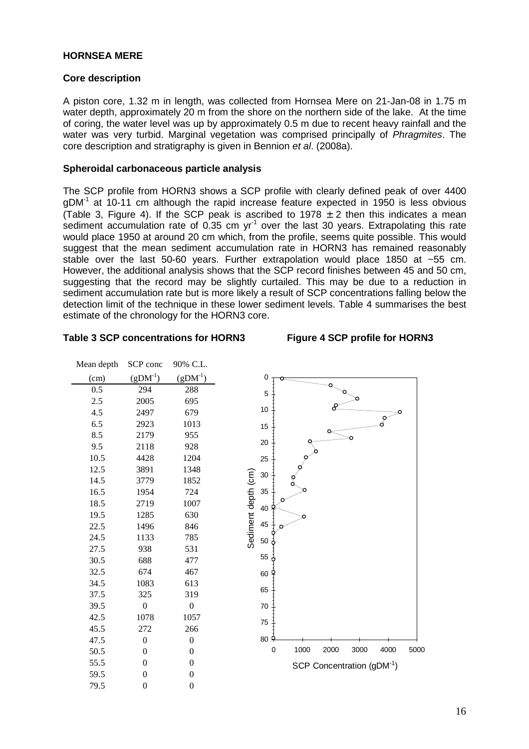**HORNSEA MERE**

**Core description**

A piston core, 1.32 m in length, was collected from Hornsea Mere on 21-Jan-08 in 1.75 m water depth, approximately 20 m from the shore on the northern side of the lake. At the time of coring, the water level was up by approximately 0.5 m due to recent heavy rainfall and the water was very turbid. Marginal vegetation was comprised principally of *Phragmites*. The core description and stratigraphy is given in Bennion *et al*. (2008a).

**Spheroidal carbonaceous particle analysis**

The SCP profile from HORN3 shows a SCP profile with clearly defined peak of over 4400 $gDM^{-1}$ at 10-11 cm although the rapid increase feature expected in 1950 is less obvious (Table 3, Figure 4). If the SCP peak is ascribed to 1978 $\pm$ 2 then this indicates a mean sediment accumulation rate of 0.35 cm $yr^{-1}$ over the last 30 years. Extrapolating this rate would place 1950 at around 20 cm which, from the profile, seems quite possible. This would suggest that the mean sediment accumulation rate in HORN3 has remained reasonably stable over the last 50-60 years. Further extrapolation would place 1850 at ~55 cm. However, the additional analysis shows that the SCP record finishes between 45 and 50 cm, suggesting that the record may be slightly curtailed. This may be due to a reduction in sediment accumulation rate but is more likely a result of SCP concentrations falling below the detection limit of the technique in these lower sediment levels. Table 4 summarises the best estimate of the chronology for the HORN3 core.

**Table 3 SCP concentrations for HORN3**

| Mean depth (cm) | SCP conc ($gDM^{-1}$) | 90% C.L. ($gDM^{-1}$) |
|---|---|---|
| 0.5 | 294 | 288 |
| 2.5 | 2005 | 695 |
| 4.5 | 2497 | 679 |
| 6.5 | 2923 | 1013 |
| 8.5 | 2179 | 955 |
| 9.5 | 2118 | 928 |
| 10.5 | 4428 | 1204 |
| 12.5 | 3891 | 1348 |
| 14.5 | 3779 | 1852 |
| 16.5 | 1954 | 724 |
| 18.5 | 2719 | 1007 |
| 19.5 | 1285 | 630 |
| 22.5 | 1496 | 846 |
| 24.5 | 1133 | 785 |
| 27.5 | 938 | 531 |
| 30.5 | 688 | 477 |
| 32.5 | 674 | 467 |
| 34.5 | 1083 | 613 |
| 37.5 | 325 | 319 |
| 39.5 | 0 | 0 |
| 42.5 | 1078 | 1057 |
| 45.5 | 272 | 266 |
| 47.5 | 0 | 0 |
| 50.5 | 0 | 0 |
| 55.5 | 0 | 0 |
| 59.5 | 0 | 0 |
| 79.5 | 0 | 0 |

**Figure 4 SCP profile for HORN3**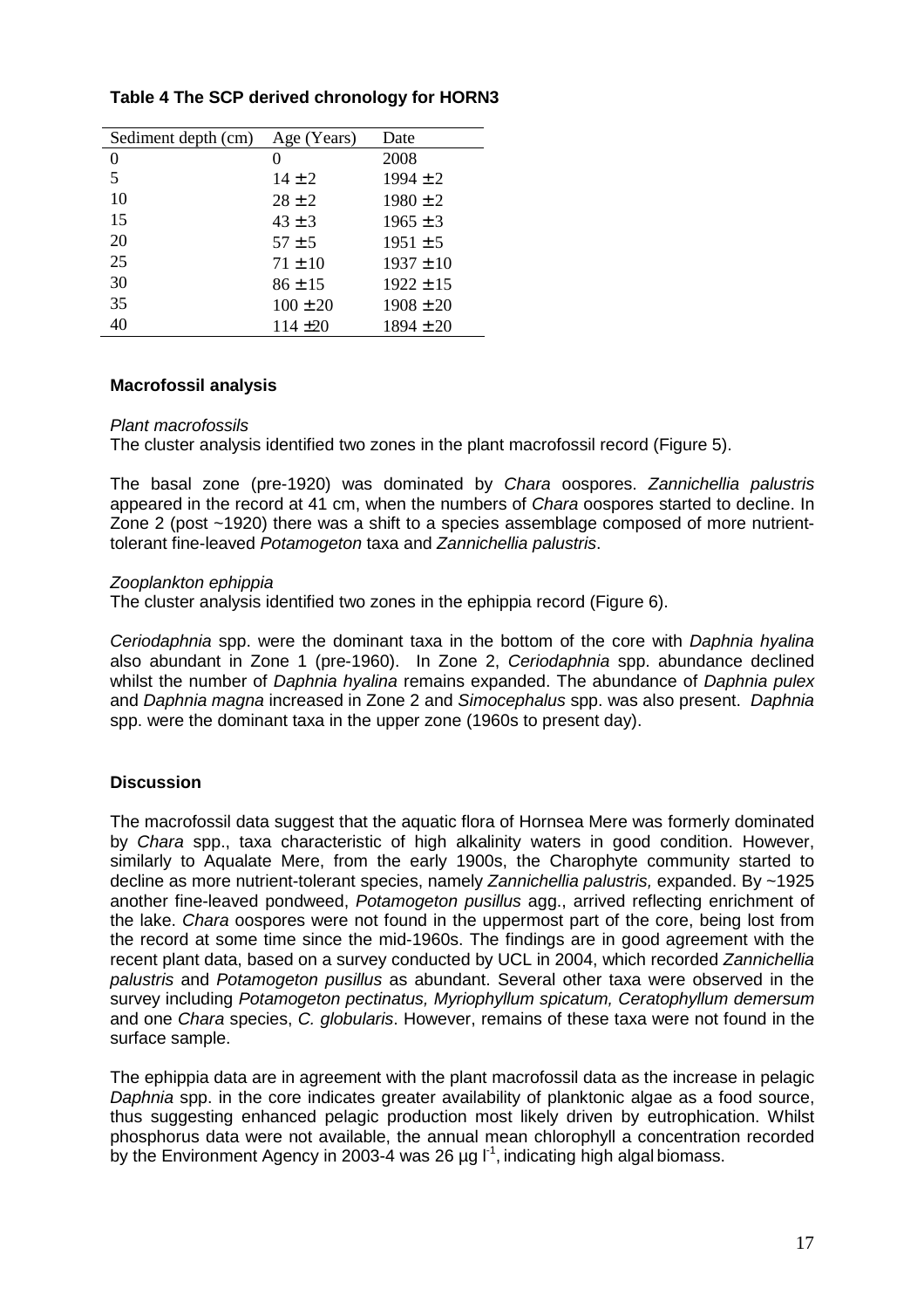**Table 4 The SCP derived chronology for HORN3**

| Sediment depth (cm) | Age (Years) | Date |
|---|---|---|
| 0 | 0 | 2008 |
| 5 | 14 ± 2 | 1994 ± 2 |
| 10 | 28 ± 2 | 1980 ± 2 |
| 15 | 43 ± 3 | 1965 ± 3 |
| 20 | 57 ± 5 | 1951 ± 5 |
| 25 | 71 ± 10 | 1937 ± 10 |
| 30 | 86 ± 15 | 1922 ± 15 |
| 35 | 100 ± 20 | 1908 ± 20 |
| 40 | 114 ±20 | 1894 ± 20 |

## Macrofossil analysis

*Plant macrofossils*

The cluster analysis identified two zones in the plant macrofossil record (Figure 5).

The basal zone (pre-1920) was dominated by *Chara* oospores. *Zannichellia palustris* appeared in the record at 41 cm, when the numbers of *Chara* oospores started to decline. In Zone 2 (post ~1920) there was a shift to a species assemblage composed of more nutrient-tolerant fine-leaved *Potamogeton* taxa and *Zannichellia palustris*.

*Zooplankton ephippia*

The cluster analysis identified two zones in the ephippia record (Figure 6).

*Ceriodaphnia* spp. were the dominant taxa in the bottom of the core with *Daphnia hyalina* also abundant in Zone 1 (pre-1960). In Zone 2, *Ceriodaphnia* spp. abundance declined whilst the number of *Daphnia hyalina* remains expanded. The abundance of *Daphnia pulex* and *Daphnia magna* increased in Zone 2 and *Simocephalus* spp. was also present. *Daphnia* spp. were the dominant taxa in the upper zone (1960s to present day).

## Discussion

The macrofossil data suggest that the aquatic flora of Hornsea Mere was formerly dominated by *Chara* spp., taxa characteristic of high alkalinity waters in good condition. However, similarly to Aqualate Mere, from the early 1900s, the Charophyte community started to decline as more nutrient-tolerant species, namely *Zannichellia palustris,* expanded. By ~1925 another fine-leaved pondweed, *Potamogeton pusillus* agg., arrived reflecting enrichment of the lake. *Chara* oospores were not found in the uppermost part of the core, being lost from the record at some time since the mid-1960s. The findings are in good agreement with the recent plant data, based on a survey conducted by UCL in 2004, which recorded *Zannichellia palustris* and *Potamogeton pusillus* as abundant. Several other taxa were observed in the survey including *Potamogeton pectinatus, Myriophyllum spicatum, Ceratophyllum demersum* and one *Chara* species, *C. globularis*. However, remains of these taxa were not found in the surface sample.

The ephippia data are in agreement with the plant macrofossil data as the increase in pelagic *Daphnia* spp. in the core indicates greater availability of planktonic algae as a food source, thus suggesting enhanced pelagic production most likely driven by eutrophication. Whilst phosphorus data were not available, the annual mean chlorophyll a concentration recorded by the Environment Agency in 2003-4 was 26 µg $l^{-1}$, indicating high algal biomass.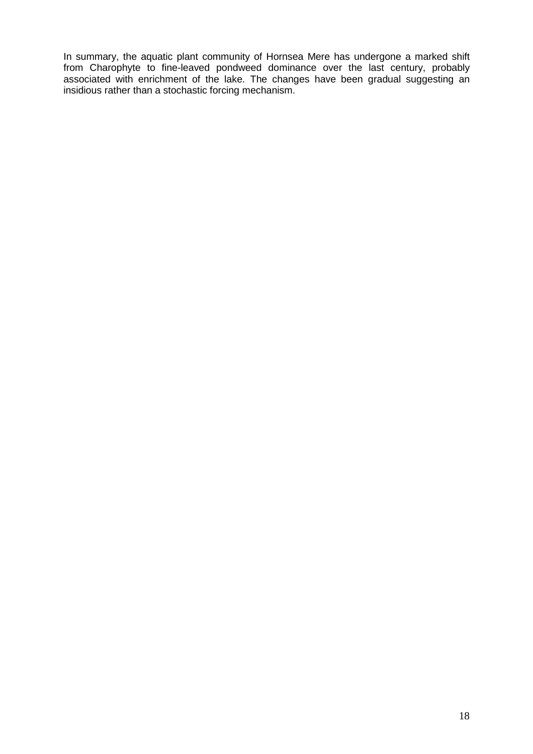In summary, the aquatic plant community of Hornsea Mere has undergone a marked shift from Charophyte to fine-leaved pondweed dominance over the last century, probably associated with enrichment of the lake. The changes have been gradual suggesting an insidious rather than a stochastic forcing mechanism.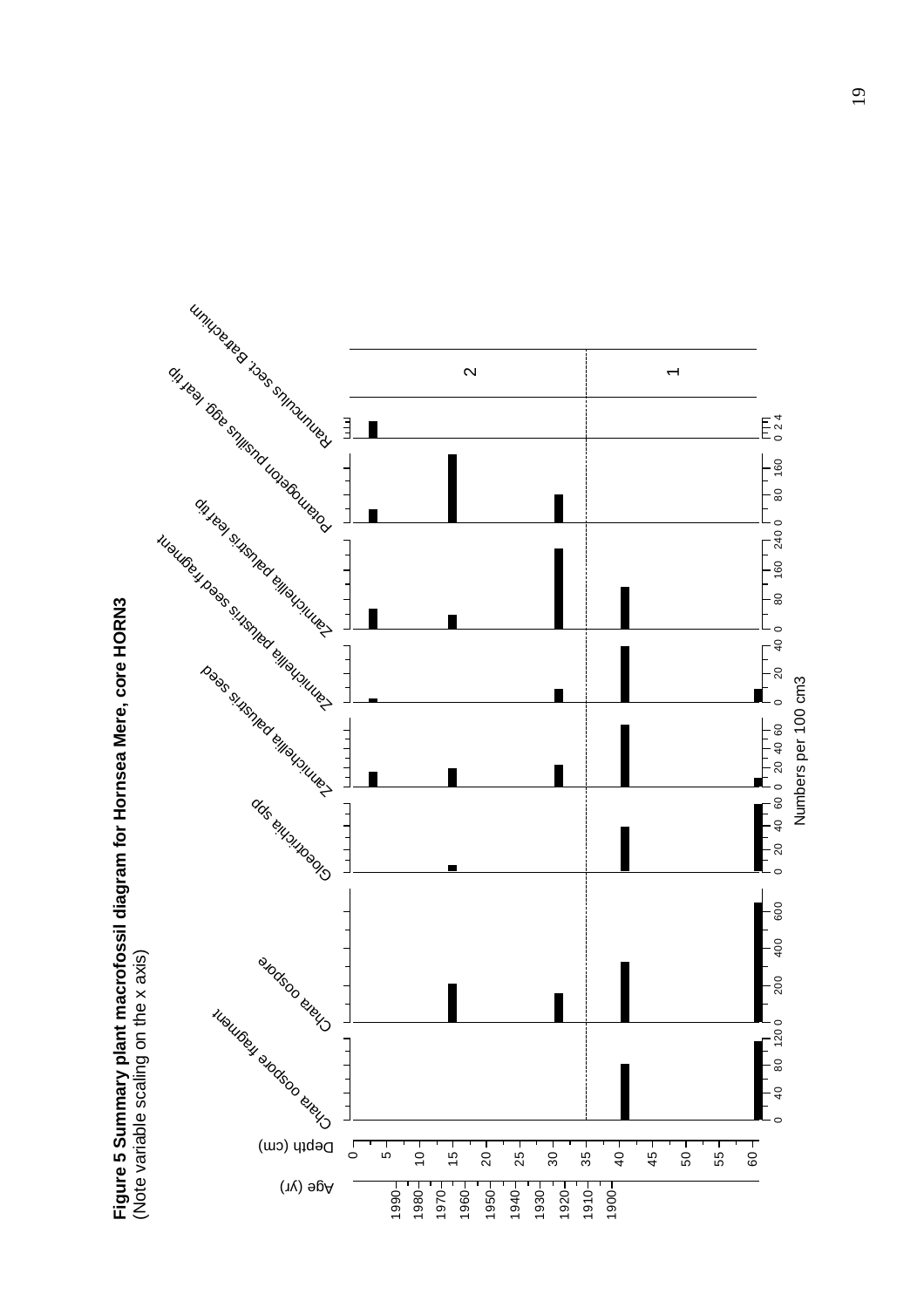**Figure 5 Summary plant macrofossil diagram for Hornsea Mere, core HORN3**
(Note variable scaling on the x axis)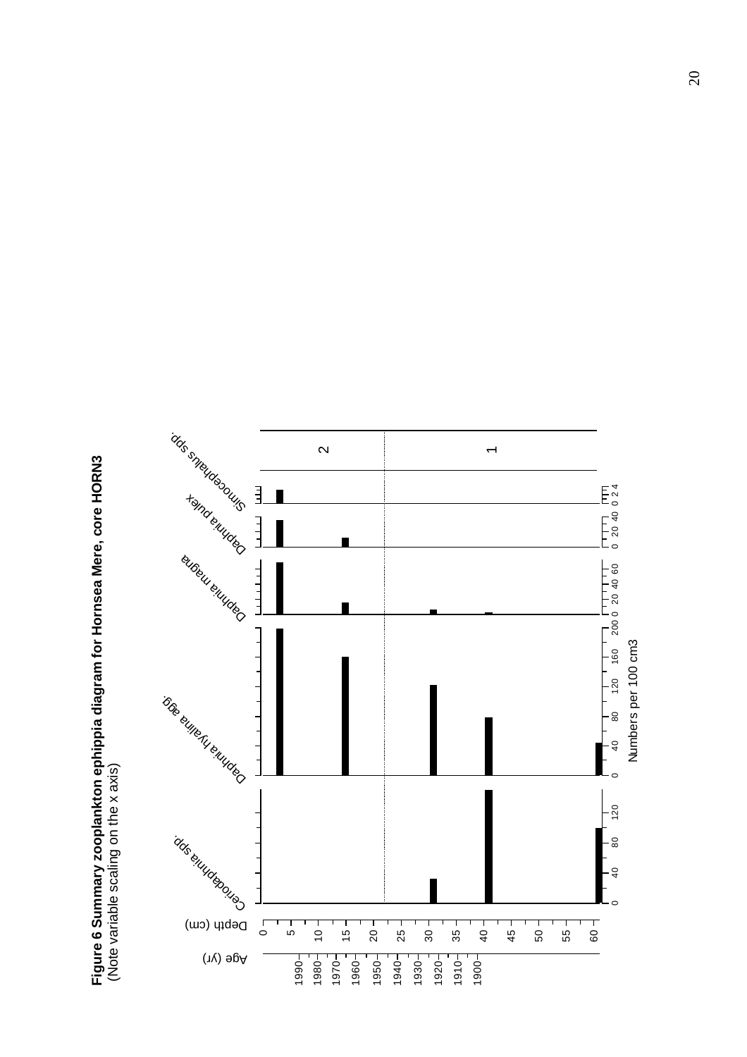**Figure 6 Summary zooplankton ephippia diagram for Hornsea Mere, core HORN3**
(Note variable scaling on the x axis)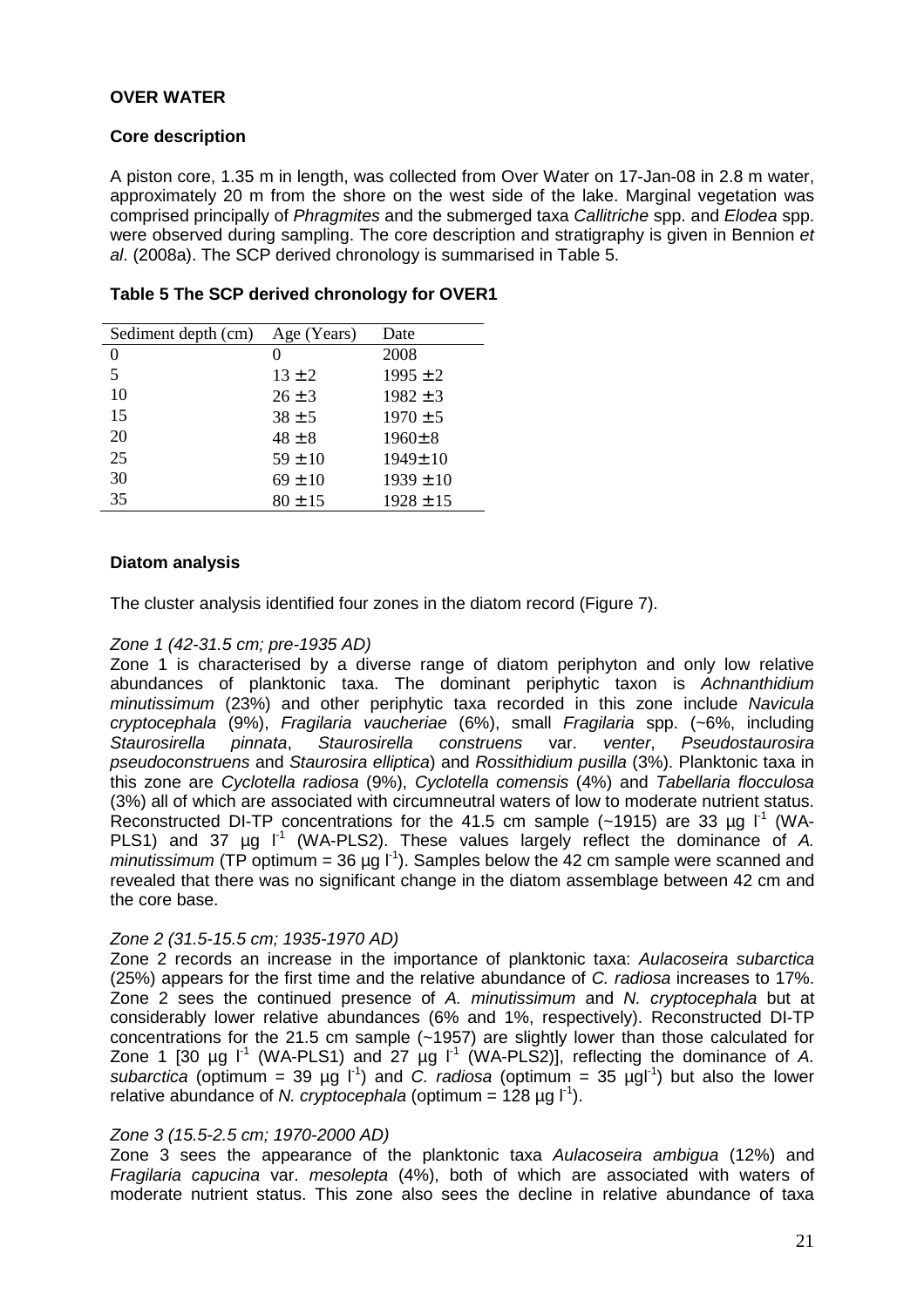**OVER WATER**

**Core description**

A piston core, 1.35 m in length, was collected from Over Water on 17-Jan-08 in 2.8 m water, approximately 20 m from the shore on the west side of the lake. Marginal vegetation was comprised principally of *Phragmites* and the submerged taxa *Callitriche* spp. and *Elodea* spp. were observed during sampling. The core description and stratigraphy is given in Bennion *et al*. (2008a). The SCP derived chronology is summarised in Table 5.

**Table 5 The SCP derived chronology for OVER1**

| Sediment depth (cm) | Age (Years) | Date |
|---|---|---|
| 0 | 0 | 2008 |
| 5 | 13 ± 2 | 1995 ± 2 |
| 10 | 26 ± 3 | 1982 ± 3 |
| 15 | 38 ± 5 | 1970 ± 5 |
| 20 | 48 ± 8 | 1960± 8 |
| 25 | 59 ± 10 | 1949± 10 |
| 30 | 69 ± 10 | 1939 ± 10 |
| 35 | 80 ± 15 | 1928 ± 15 |

**Diatom analysis**

The cluster analysis identified four zones in the diatom record (Figure 7).

*Zone 1 (42-31.5 cm; pre-1935 AD)*

Zone 1 is characterised by a diverse range of diatom periphyton and only low relative abundances of planktonic taxa. The dominant periphytic taxon is *Achnanthidium minutissimum* (23%) and other periphytic taxa recorded in this zone include *Navicula cryptocephala* (9%), *Fragilaria vaucheriae* (6%), small *Fragilaria* spp. (~6%, including *Staurosirella pinnata*, *Staurosirella construens* var. *venter*, *Pseudostaurosira pseudoconstruens* and *Staurosira elliptica*) and *Rossithidium pusilla* (3%). Planktonic taxa in this zone are *Cyclotella radiosa* (9%), *Cyclotella comensis* (4%) and *Tabellaria flocculosa* (3%) all of which are associated with circumneutral waters of low to moderate nutrient status. Reconstructed DI-TP concentrations for the 41.5 cm sample (~1915) are 33 µg $l^{-1}$ (WA-PLS1) and 37 µg $l^{-1}$ (WA-PLS2). These values largely reflect the dominance of *A. minutissimum* (TP optimum = 36 µg $l^{-1}$). Samples below the 42 cm sample were scanned and revealed that there was no significant change in the diatom assemblage between 42 cm and the core base.

*Zone 2 (31.5-15.5 cm; 1935-1970 AD)*

Zone 2 records an increase in the importance of planktonic taxa: *Aulacoseira subarctica* (25%) appears for the first time and the relative abundance of *C. radiosa* increases to 17%. Zone 2 sees the continued presence of *A. minutissimum* and *N. cryptocephala* but at considerably lower relative abundances (6% and 1%, respectively). Reconstructed DI-TP concentrations for the 21.5 cm sample (~1957) are slightly lower than those calculated for Zone 1 [30 µg $l^{-1}$ (WA-PLS1) and 27 µg $l^{-1}$ (WA-PLS2)], reflecting the dominance of *A. subarctica* (optimum = 39 µg $l^{-1}$) and *C. radiosa* (optimum = 35 µg$l^{-1}$) but also the lower relative abundance of *N. cryptocephala* (optimum = 128 µg $l^{-1}$).

*Zone 3 (15.5-2.5 cm; 1970-2000 AD)*

Zone 3 sees the appearance of the planktonic taxa *Aulacoseira ambigua* (12%) and *Fragilaria capucina* var. *mesolepta* (4%), both of which are associated with waters of moderate nutrient status. This zone also sees the decline in relative abundance of taxa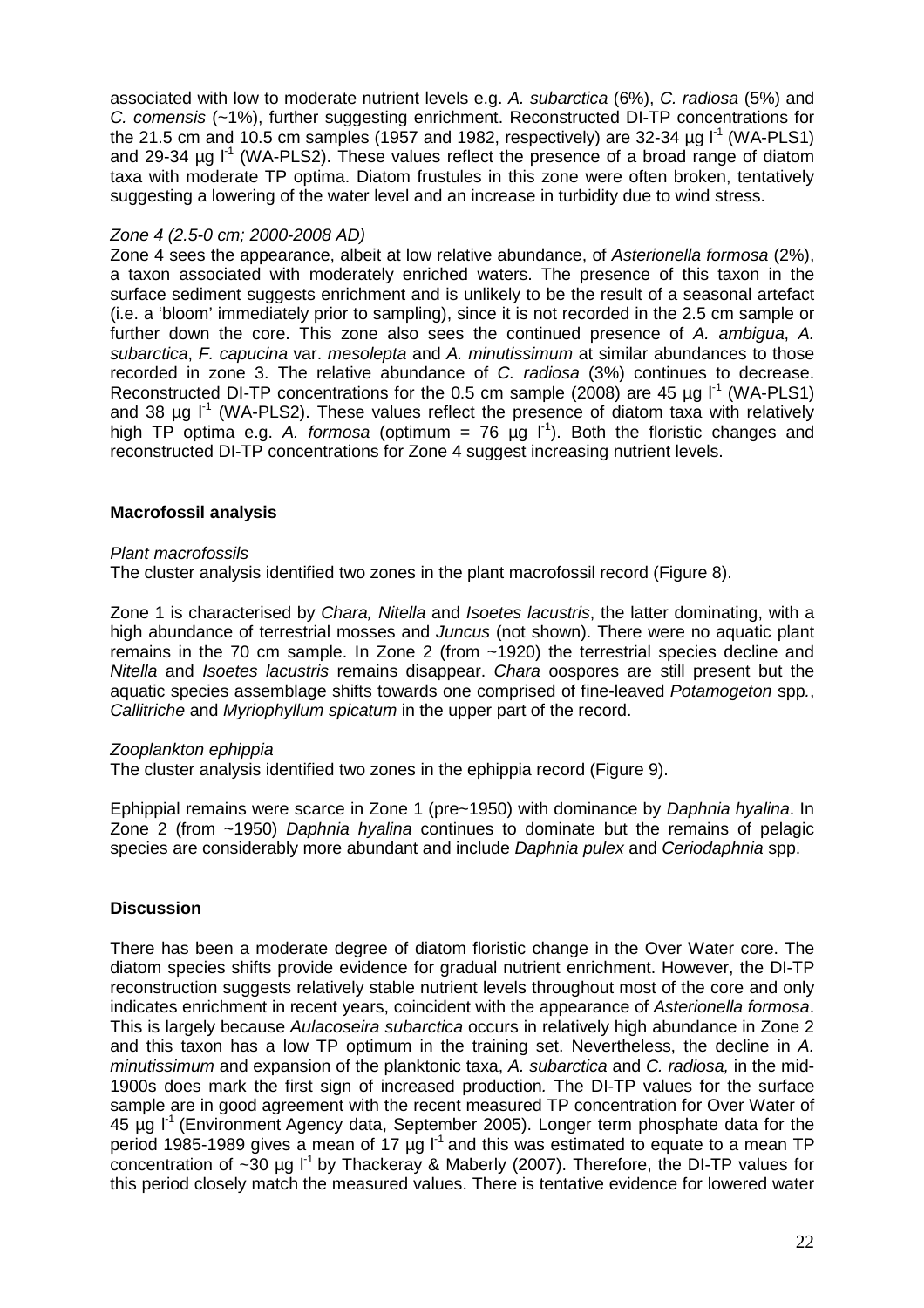associated with low to moderate nutrient levels e.g. *A. subarctica* (6%), *C. radiosa* (5%) and *C. comensis* (~1%), further suggesting enrichment. Reconstructed DI-TP concentrations for the 21.5 cm and 10.5 cm samples (1957 and 1982, respectively) are 32-34 µg $l^{-1}$ (WA-PLS1) and 29-34 µg $l^{-1}$ (WA-PLS2). These values reflect the presence of a broad range of diatom taxa with moderate TP optima. Diatom frustules in this zone were often broken, tentatively suggesting a lowering of the water level and an increase in turbidity due to wind stress.

*Zone 4 (2.5-0 cm; 2000-2008 AD)*

Zone 4 sees the appearance, albeit at low relative abundance, of *Asterionella formosa* (2%), a taxon associated with moderately enriched waters. The presence of this taxon in the surface sediment suggests enrichment and is unlikely to be the result of a seasonal artefact (i.e. a 'bloom' immediately prior to sampling), since it is not recorded in the 2.5 cm sample or further down the core. This zone also sees the continued presence of *A. ambigua*, *A. subarctica*, *F. capucina* var. *mesolepta* and *A. minutissimum* at similar abundances to those recorded in zone 3. The relative abundance of *C. radiosa* (3%) continues to decrease. Reconstructed DI-TP concentrations for the 0.5 cm sample (2008) are 45 µg $l^{-1}$ (WA-PLS1) and 38 µg $l^{-1}$ (WA-PLS2). These values reflect the presence of diatom taxa with relatively high TP optima e.g. *A. formosa* (optimum = 76 µg $l^{-1}$). Both the floristic changes and reconstructed DI-TP concentrations for Zone 4 suggest increasing nutrient levels.

**Macrofossil analysis**

*Plant macrofossils*

The cluster analysis identified two zones in the plant macrofossil record (Figure 8).

Zone 1 is characterised by *Chara, Nitella* and *Isoetes lacustris*, the latter dominating, with a high abundance of terrestrial mosses and *Juncus* (not shown). There were no aquatic plant remains in the 70 cm sample. In Zone 2 (from ~1920) the terrestrial species decline and *Nitella* and *Isoetes lacustris* remains disappear. *Chara* oospores are still present but the aquatic species assemblage shifts towards one comprised of fine-leaved *Potamogeton* spp., *Callitriche* and *Myriophyllum spicatum* in the upper part of the record.

*Zooplankton ephippia*

The cluster analysis identified two zones in the ephippia record (Figure 9).

Ephippial remains were scarce in Zone 1 (pre~1950) with dominance by *Daphnia hyalina*. In Zone 2 (from ~1950) *Daphnia hyalina* continues to dominate but the remains of pelagic species are considerably more abundant and include *Daphnia pulex* and *Ceriodaphnia* spp.

**Discussion**

There has been a moderate degree of diatom floristic change in the Over Water core. The diatom species shifts provide evidence for gradual nutrient enrichment. However, the DI-TP reconstruction suggests relatively stable nutrient levels throughout most of the core and only indicates enrichment in recent years, coincident with the appearance of *Asterionella formosa*. This is largely because *Aulacoseira subarctica* occurs in relatively high abundance in Zone 2 and this taxon has a low TP optimum in the training set. Nevertheless, the decline in *A. minutissimum* and expansion of the planktonic taxa, *A. subarctica* and *C. radiosa,* in the mid-1900s does mark the first sign of increased production. The DI-TP values for the surface sample are in good agreement with the recent measured TP concentration for Over Water of 45 µg $l^{-1}$ (Environment Agency data, September 2005). Longer term phosphate data for the period 1985-1989 gives a mean of 17 µg $l^{-1}$ and this was estimated to equate to a mean TP concentration of ~30 µg $l^{-1}$ by Thackeray & Maberly (2007). Therefore, the DI-TP values for this period closely match the measured values. There is tentative evidence for lowered water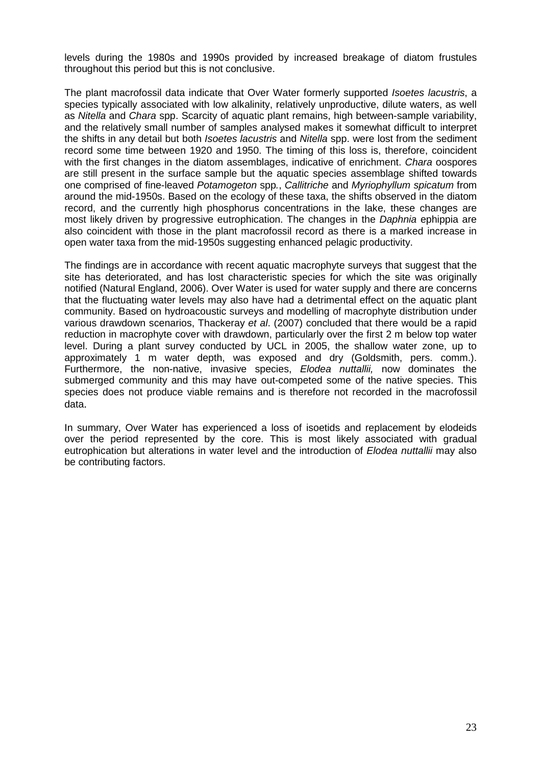levels during the 1980s and 1990s provided by increased breakage of diatom frustules throughout this period but this is not conclusive.

The plant macrofossil data indicate that Over Water formerly supported *Isoetes lacustris*, a species typically associated with low alkalinity, relatively unproductive, dilute waters, as well as *Nitella* and *Chara* spp. Scarcity of aquatic plant remains, high between-sample variability, and the relatively small number of samples analysed makes it somewhat difficult to interpret the shifts in any detail but both *Isoetes lacustris* and *Nitella* spp. were lost from the sediment record some time between 1920 and 1950. The timing of this loss is, therefore, coincident with the first changes in the diatom assemblages, indicative of enrichment. *Chara* oospores are still present in the surface sample but the aquatic species assemblage shifted towards one comprised of fine-leaved *Potamogeton* spp., *Callitriche* and *Myriophyllum spicatum* from around the mid-1950s. Based on the ecology of these taxa, the shifts observed in the diatom record, and the currently high phosphorus concentrations in the lake, these changes are most likely driven by progressive eutrophication. The changes in the *Daphnia* ephippia are also coincident with those in the plant macrofossil record as there is a marked increase in open water taxa from the mid-1950s suggesting enhanced pelagic productivity.

The findings are in accordance with recent aquatic macrophyte surveys that suggest that the site has deteriorated, and has lost characteristic species for which the site was originally notified (Natural England, 2006). Over Water is used for water supply and there are concerns that the fluctuating water levels may also have had a detrimental effect on the aquatic plant community. Based on hydroacoustic surveys and modelling of macrophyte distribution under various drawdown scenarios, Thackeray *et al*. (2007) concluded that there would be a rapid reduction in macrophyte cover with drawdown, particularly over the first 2 m below top water level. During a plant survey conducted by UCL in 2005, the shallow water zone, up to approximately 1 m water depth, was exposed and dry (Goldsmith, pers. comm.). Furthermore, the non-native, invasive species, *Elodea nuttallii,* now dominates the submerged community and this may have out-competed some of the native species. This species does not produce viable remains and is therefore not recorded in the macrofossil data.

In summary, Over Water has experienced a loss of isoetids and replacement by elodeids over the period represented by the core. This is most likely associated with gradual eutrophication but alterations in water level and the introduction of *Elodea nuttallii* may also be contributing factors.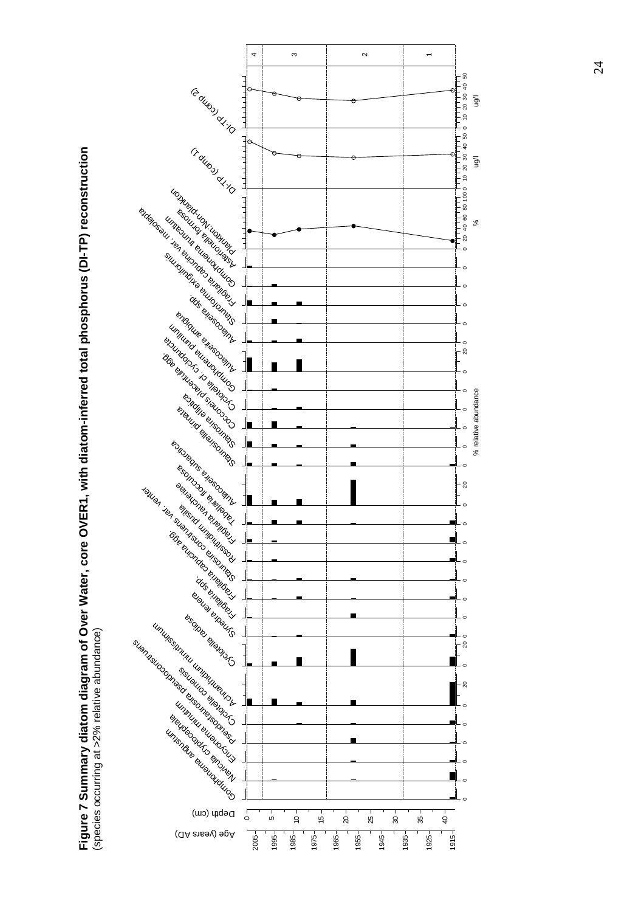**Figure 7 Summary diagram of Over Water, core OVER1, with diatom-inferred total phosphorus (DI-TP) reconstruction**
(species occurring at >2% relative abundance)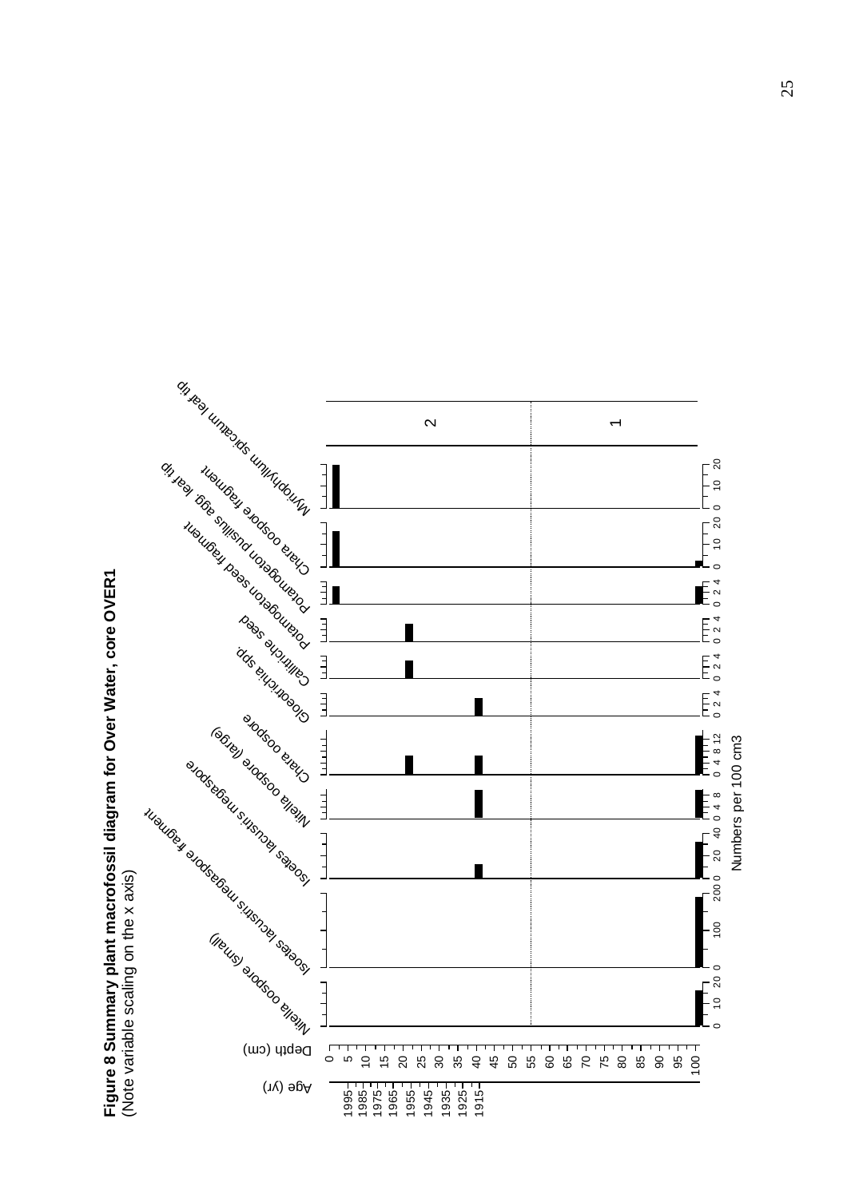**Figure 8 Summary plant macrofossil diagram for Over Water, core OVER1**
(Note variable scaling on the x axis)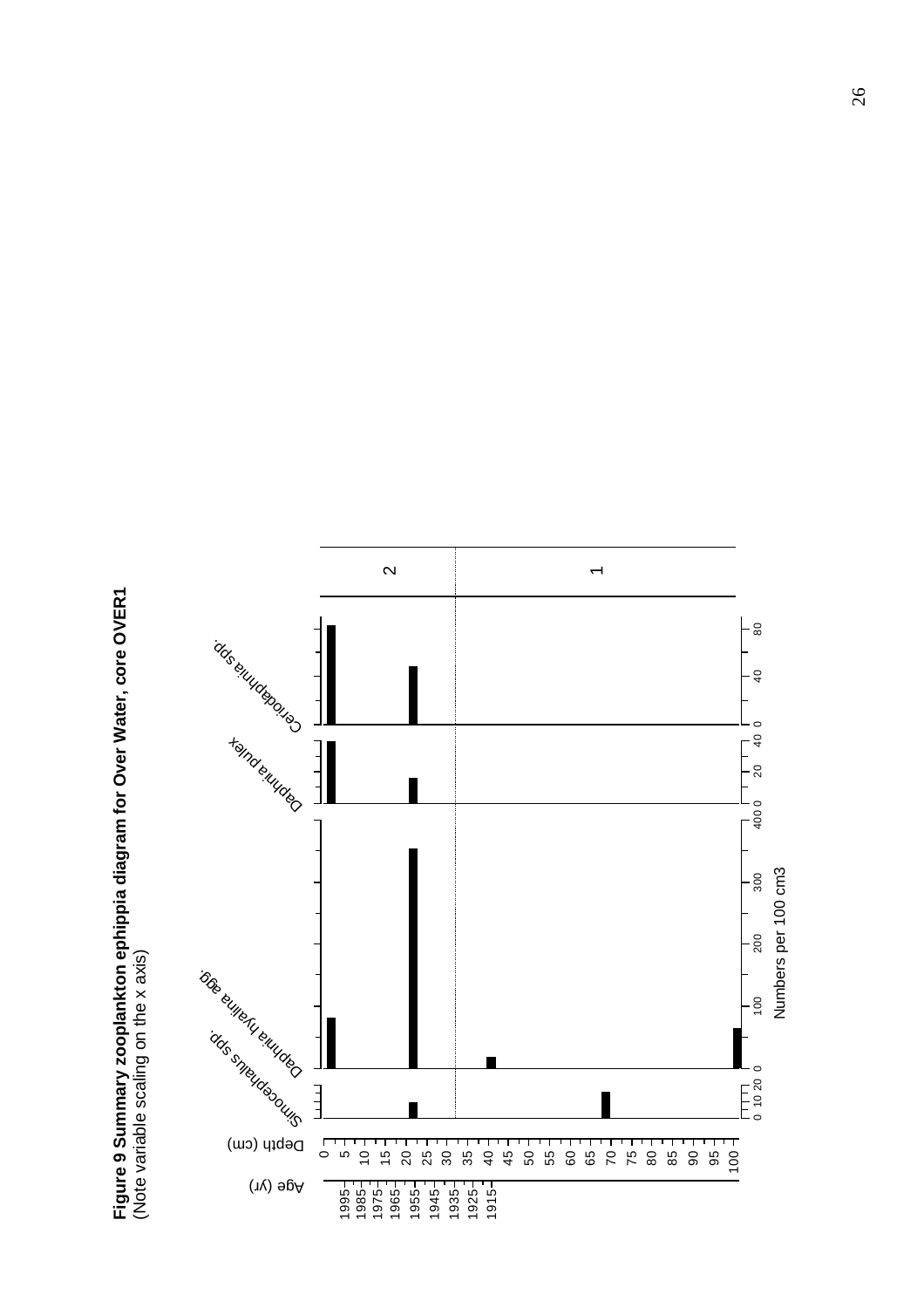**Figure 9 Summary zooplankton ephippia diagram for Over Water, core OVER1**
(Note variable scaling on the x axis)

Age (yr): 1995, 1985, 1975, 1965, 1955, 1945, 1935, 1925, 1915

Depth (cm): 0, 5, 10, 15, 20, 25, 30, 35, 40, 45, 50, 55, 60, 65, 70, 75, 80, 85, 90, 95, 100

Simocephalus spp. (0, 10, 20)

Daphnia hyalina agg. (0, 100, 200, 300, 400)

Daphnia pulex (0, 20, 40)

Ceriodaphnia spp. (0, 40, 80)

Numbers per 100 cm3

Zones: 2, 1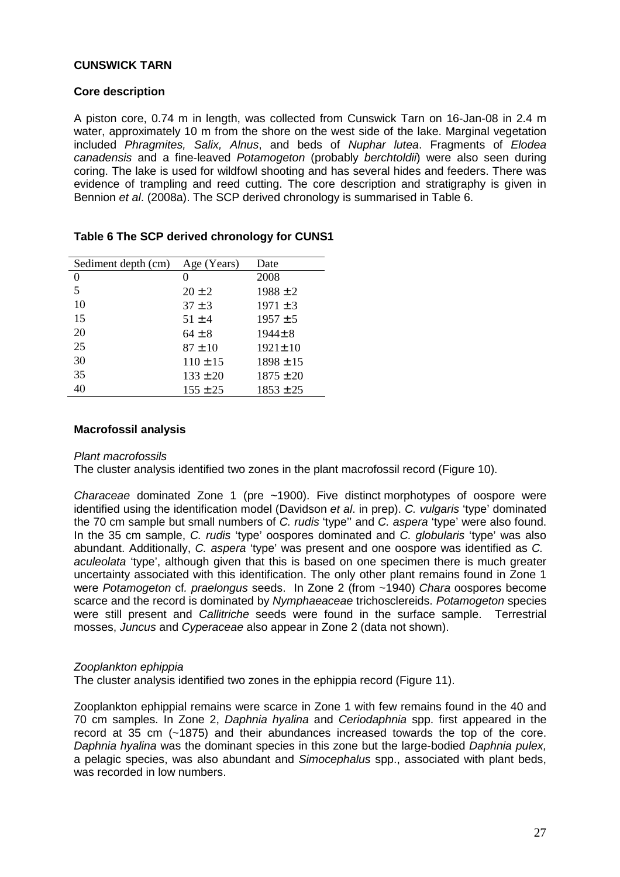## CUNSWICK TARN

### Core description

A piston core, 0.74 m in length, was collected from Cunswick Tarn on 16-Jan-08 in 2.4 m water, approximately 10 m from the shore on the west side of the lake. Marginal vegetation included *Phragmites, Salix, Alnus*, and beds of *Nuphar lutea*. Fragments of *Elodea canadensis* and a fine-leaved *Potamogeton* (probably *berchtoldii*) were also seen during coring. The lake is used for wildfowl shooting and has several hides and feeders. There was evidence of trampling and reed cutting. The core description and stratigraphy is given in Bennion *et al*. (2008a). The SCP derived chronology is summarised in Table 6.

**Table 6 The SCP derived chronology for CUNS1**

| Sediment depth (cm) | Age (Years) | Date |
|---|---|---|
| 0 | 0 | 2008 |
| 5 | 20 ± 2 | 1988 ± 2 |
| 10 | 37 ± 3 | 1971 ± 3 |
| 15 | 51 ± 4 | 1957 ± 5 |
| 20 | 64 ± 8 | 1944± 8 |
| 25 | 87 ± 10 | 1921± 10 |
| 30 | 110 ± 15 | 1898 ± 15 |
| 35 | 133 ± 20 | 1875 ± 20 |
| 40 | 155 ± 25 | 1853 ± 25 |

### Macrofossil analysis

*Plant macrofossils*

The cluster analysis identified two zones in the plant macrofossil record (Figure 10).

*Characeae* dominated Zone 1 (pre ~1900). Five distinct morphotypes of oospore were identified using the identification model (Davidson *et al*. in prep). *C. vulgaris* 'type' dominated the 70 cm sample but small numbers of *C. rudis* 'type'' and *C. aspera* 'type' were also found. In the 35 cm sample, *C. rudis* 'type' oospores dominated and *C. globularis* 'type' was also abundant. Additionally, *C. aspera* 'type' was present and one oospore was identified as *C. aculeolata* 'type', although given that this is based on one specimen there is much greater uncertainty associated with this identification. The only other plant remains found in Zone 1 were *Potamogeton* cf. *praelongus* seeds. In Zone 2 (from ~1940) *Chara* oospores become scarce and the record is dominated by *Nymphaeaceae* trichosclereids. *Potamogeton* species were still present and *Callitriche* seeds were found in the surface sample. Terrestrial mosses, *Juncus* and *Cyperaceae* also appear in Zone 2 (data not shown).

*Zooplankton ephippia*

The cluster analysis identified two zones in the ephippia record (Figure 11).

Zooplankton ephippial remains were scarce in Zone 1 with few remains found in the 40 and 70 cm samples. In Zone 2, *Daphnia hyalina* and *Ceriodaphnia* spp. first appeared in the record at 35 cm (~1875) and their abundances increased towards the top of the core. *Daphnia hyalina* was the dominant species in this zone but the large-bodied *Daphnia pulex,* a pelagic species, was also abundant and *Simocephalus* spp., associated with plant beds, was recorded in low numbers.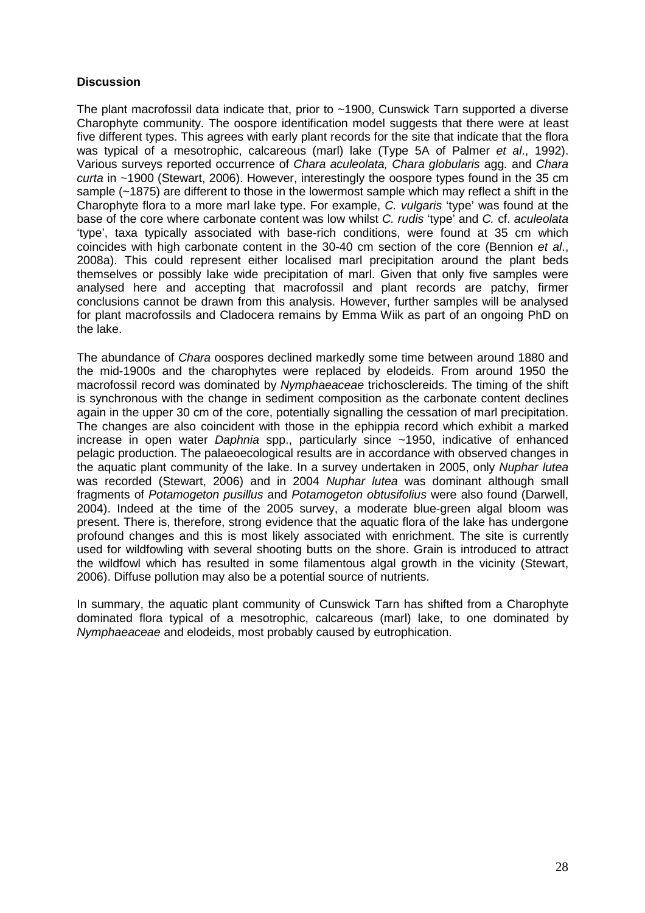**Discussion**

The plant macrofossil data indicate that, prior to ~1900, Cunswick Tarn supported a diverse Charophyte community. The oospore identification model suggests that there were at least five different types. This agrees with early plant records for the site that indicate that the flora was typical of a mesotrophic, calcareous (marl) lake (Type 5A of Palmer *et al*., 1992). Various surveys reported occurrence of *Chara aculeolata, Chara globularis* agg. and *Chara curta* in ~1900 (Stewart, 2006). However, interestingly the oospore types found in the 35 cm sample (~1875) are different to those in the lowermost sample which may reflect a shift in the Charophyte flora to a more marl lake type. For example, *C. vulgaris* 'type' was found at the base of the core where carbonate content was low whilst *C. rudis* 'type' and *C.* cf. *aculeolata* 'type', taxa typically associated with base-rich conditions, were found at 35 cm which coincides with high carbonate content in the 30-40 cm section of the core (Bennion *et al*., 2008a). This could represent either localised marl precipitation around the plant beds themselves or possibly lake wide precipitation of marl. Given that only five samples were analysed here and accepting that macrofossil and plant records are patchy, firmer conclusions cannot be drawn from this analysis. However, further samples will be analysed for plant macrofossils and Cladocera remains by Emma Wiik as part of an ongoing PhD on the lake.

The abundance of *Chara* oospores declined markedly some time between around 1880 and the mid-1900s and the charophytes were replaced by elodeids. From around 1950 the macrofossil record was dominated by *Nymphaeaceae* trichosclereids. The timing of the shift is synchronous with the change in sediment composition as the carbonate content declines again in the upper 30 cm of the core, potentially signalling the cessation of marl precipitation. The changes are also coincident with those in the ephippia record which exhibit a marked increase in open water *Daphnia* spp., particularly since ~1950, indicative of enhanced pelagic production. The palaeoecological results are in accordance with observed changes in the aquatic plant community of the lake. In a survey undertaken in 2005, only *Nuphar lutea* was recorded (Stewart, 2006) and in 2004 *Nuphar lutea* was dominant although small fragments of *Potamogeton pusillus* and *Potamogeton obtusifolius* were also found (Darwell, 2004). Indeed at the time of the 2005 survey, a moderate blue-green algal bloom was present. There is, therefore, strong evidence that the aquatic flora of the lake has undergone profound changes and this is most likely associated with enrichment. The site is currently used for wildfowling with several shooting butts on the shore. Grain is introduced to attract the wildfowl which has resulted in some filamentous algal growth in the vicinity (Stewart, 2006). Diffuse pollution may also be a potential source of nutrients.

In summary, the aquatic plant community of Cunswick Tarn has shifted from a Charophyte dominated flora typical of a mesotrophic, calcareous (marl) lake, to one dominated by *Nymphaeaceae* and elodeids, most probably caused by eutrophication.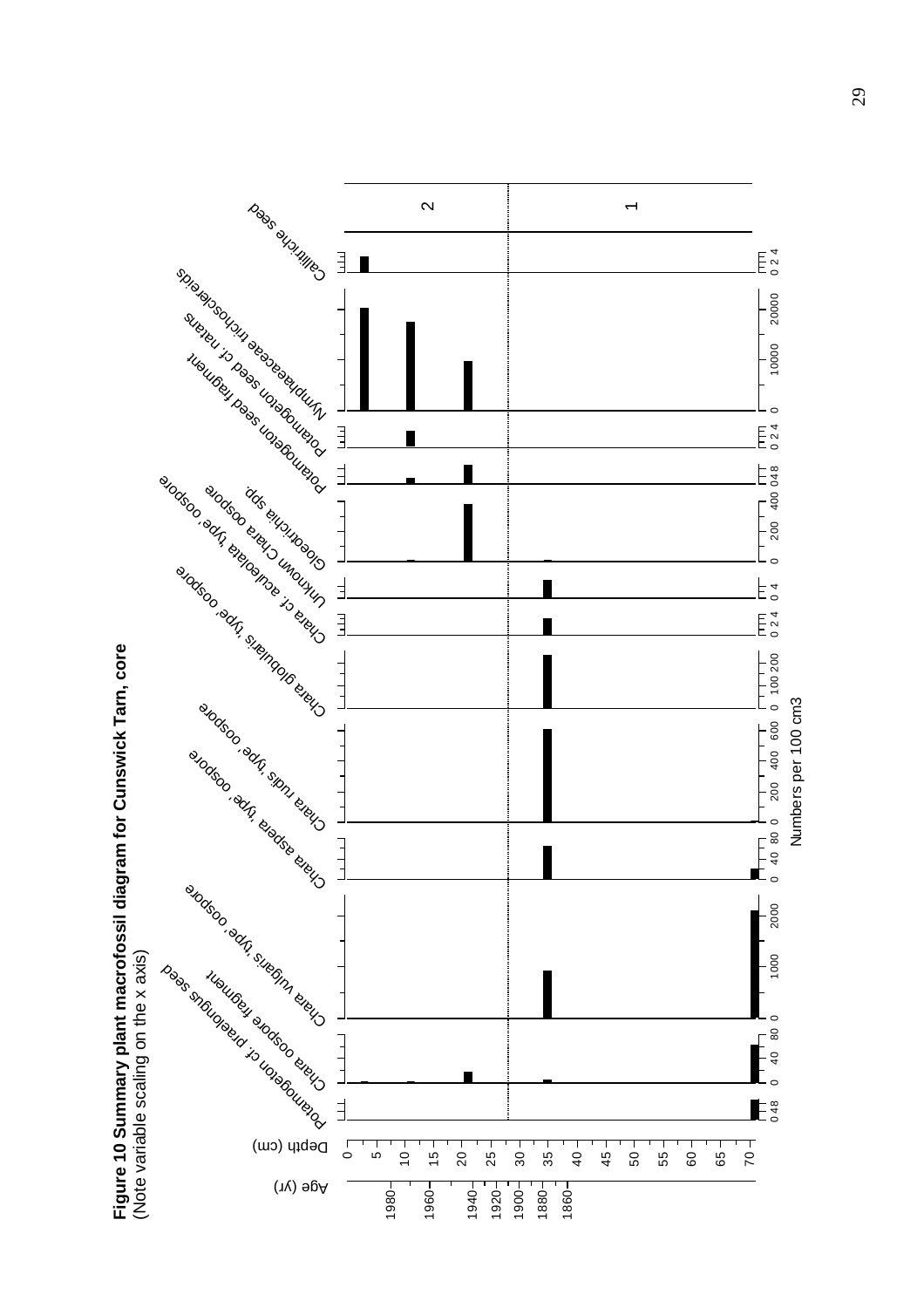**Figure 10 Summary plant macrofossil diagram for Cunswick Tarn, core**
(Note variable scaling on the x axis)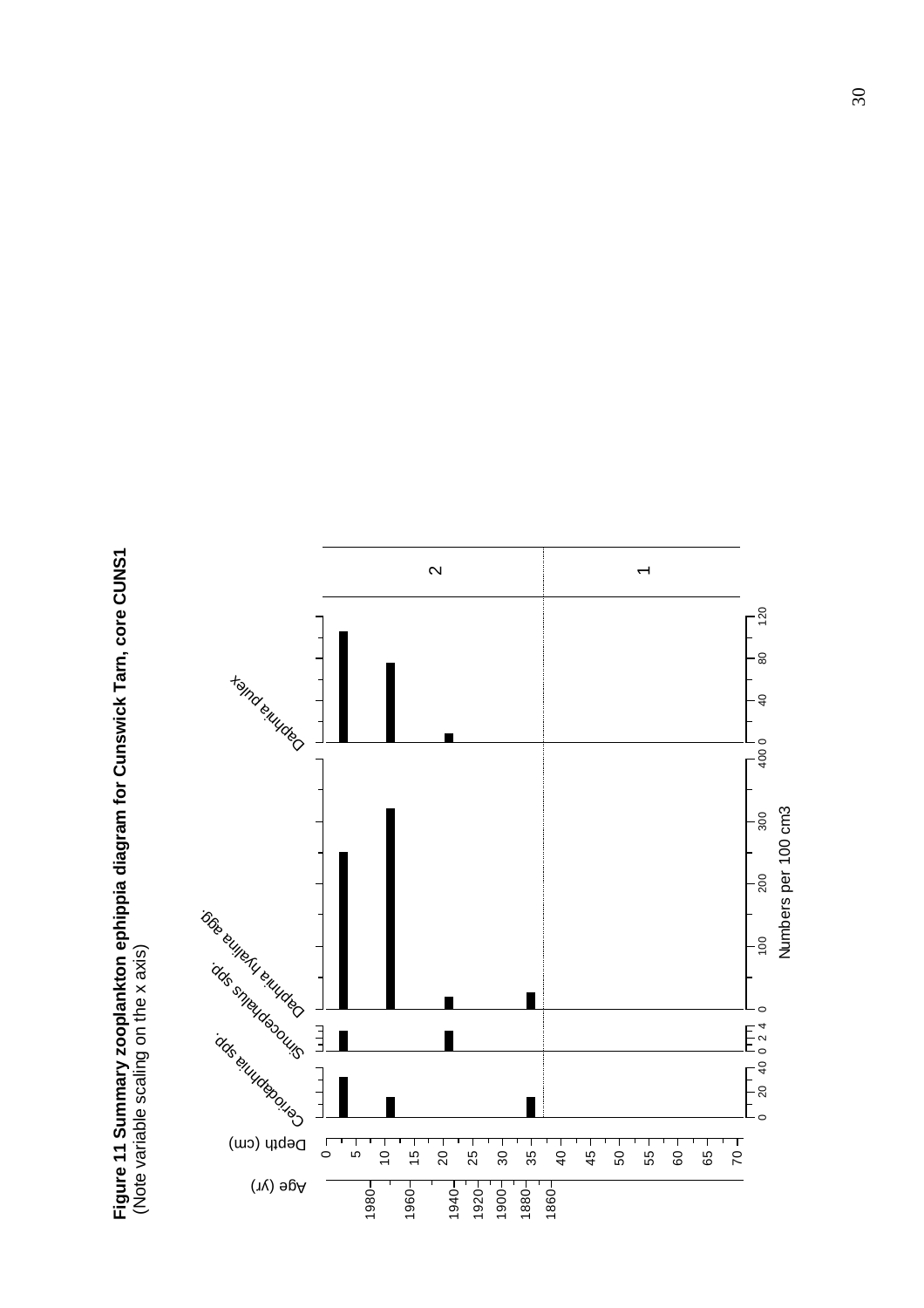**Figure 11 Summary zooplankton ephippia diagram for Cunswick Tarn, core CUNS1**
(Note variable scaling on the x axis)

Age (yr) | Depth (cm) | Ceriodaphnia spp. | Simocephalus spp. | Daphnia hyalina agg. | Daphnia pulex

Numbers per 100 cm3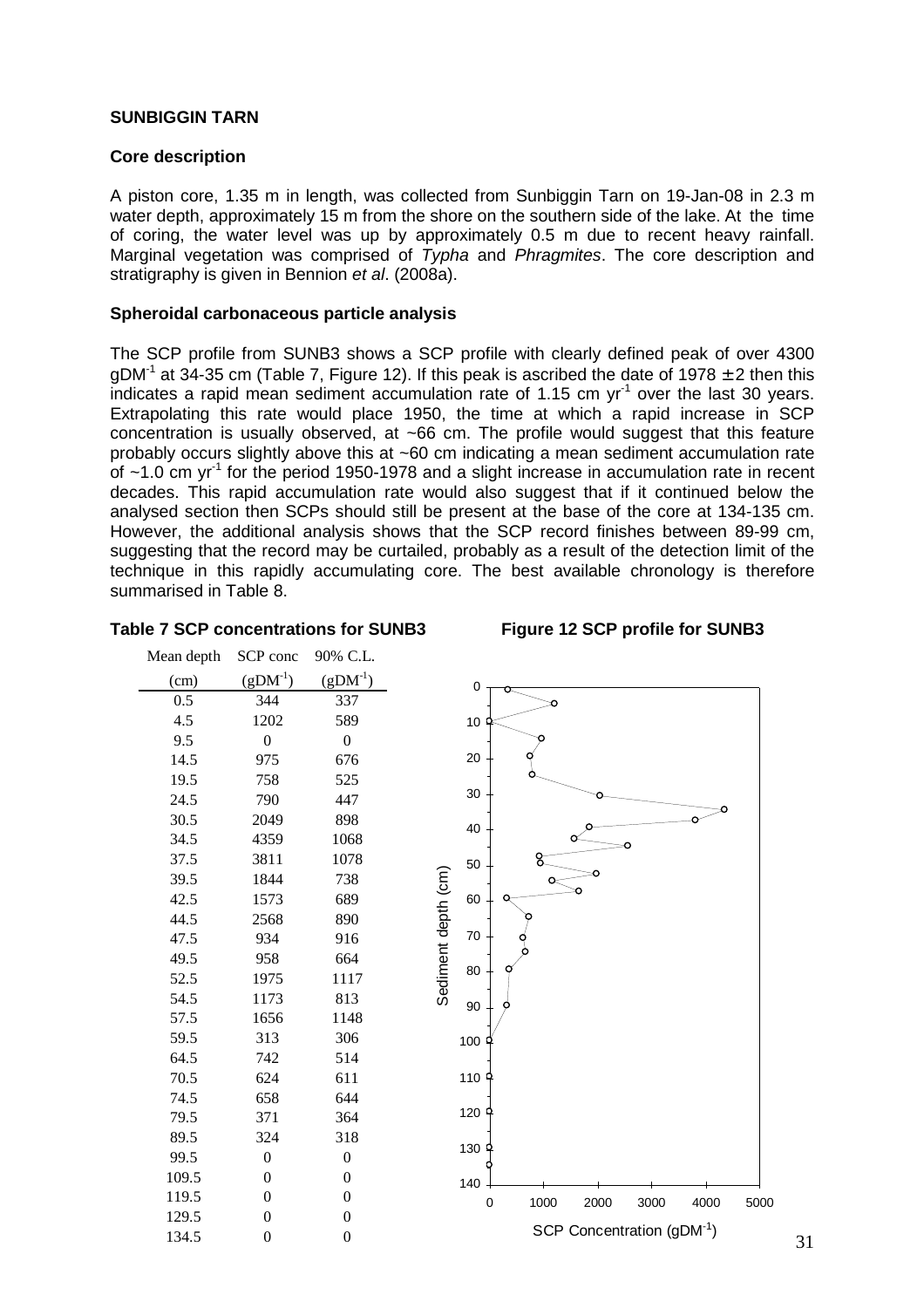**SUNBIGGIN TARN**

**Core description**

A piston core, 1.35 m in length, was collected from Sunbiggin Tarn on 19-Jan-08 in 2.3 m water depth, approximately 15 m from the shore on the southern side of the lake. At the time of coring, the water level was up by approximately 0.5 m due to recent heavy rainfall. Marginal vegetation was comprised of *Typha* and *Phragmites*. The core description and stratigraphy is given in Bennion *et al*. (2008a).

**Spheroidal carbonaceous particle analysis**

The SCP profile from SUNB3 shows a SCP profile with clearly defined peak of over 4300 $gDM^{-1}$ at 34-35 cm (Table 7, Figure 12). If this peak is ascribed the date of 1978 ± 2 then this indicates a rapid mean sediment accumulation rate of 1.15 cm $yr^{-1}$ over the last 30 years. Extrapolating this rate would place 1950, the time at which a rapid increase in SCP concentration is usually observed, at ~66 cm. The profile would suggest that this feature probably occurs slightly above this at ~60 cm indicating a mean sediment accumulation rate of ~1.0 cm $yr^{-1}$ for the period 1950-1978 and a slight increase in accumulation rate in recent decades. This rapid accumulation rate would also suggest that if it continued below the analysed section then SCPs should still be present at the base of the core at 134-135 cm. However, the additional analysis shows that the SCP record finishes between 89-99 cm, suggesting that the record may be curtailed, probably as a result of the detection limit of the technique in this rapidly accumulating core. The best available chronology is therefore summarised in Table 8.

**Table 7 SCP concentrations for SUNB3**

| Mean depth (cm) | SCP conc ($gDM^{-1}$) | 90% C.L. ($gDM^{-1}$) |
|---|---|---|
| 0.5 | 344 | 337 |
| 4.5 | 1202 | 589 |
| 9.5 | 0 | 0 |
| 14.5 | 975 | 676 |
| 19.5 | 758 | 525 |
| 24.5 | 790 | 447 |
| 30.5 | 2049 | 898 |
| 34.5 | 4359 | 1068 |
| 37.5 | 3811 | 1078 |
| 39.5 | 1844 | 738 |
| 42.5 | 1573 | 689 |
| 44.5 | 2568 | 890 |
| 47.5 | 934 | 916 |
| 49.5 | 958 | 664 |
| 52.5 | 1975 | 1117 |
| 54.5 | 1173 | 813 |
| 57.5 | 1656 | 1148 |
| 59.5 | 313 | 306 |
| 64.5 | 742 | 514 |
| 70.5 | 624 | 611 |
| 74.5 | 658 | 644 |
| 79.5 | 371 | 364 |
| 89.5 | 324 | 318 |
| 99.5 | 0 | 0 |
| 109.5 | 0 | 0 |
| 119.5 | 0 | 0 |
| 129.5 | 0 | 0 |
| 134.5 | 0 | 0 |

**Figure 12 SCP profile for SUNB3**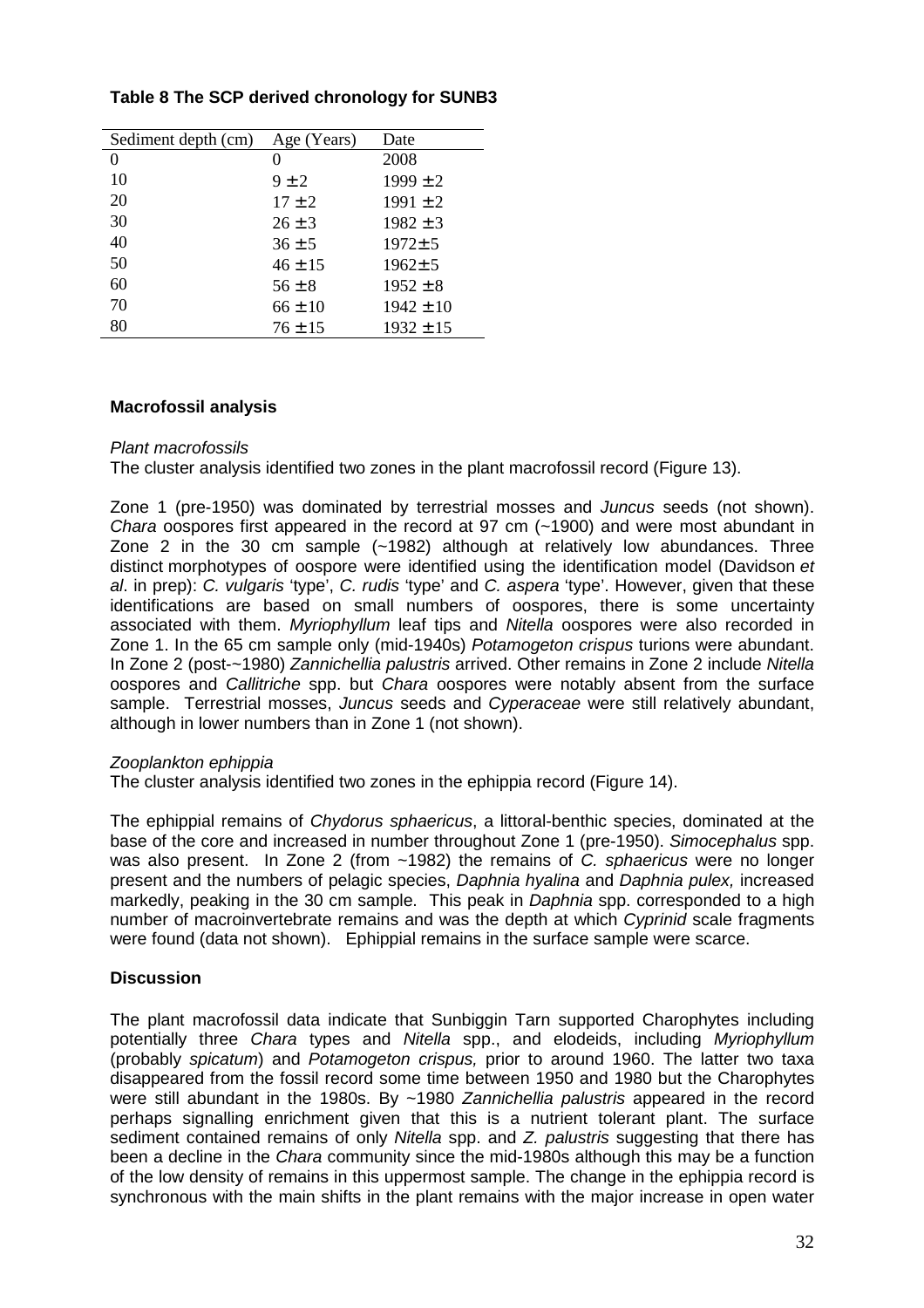**Table 8 The SCP derived chronology for SUNB3**

| Sediment depth (cm) | Age (Years) | Date |
|---|---|---|
| 0 | 0 | 2008 |
| 10 | 9 ± 2 | 1999 ± 2 |
| 20 | 17 ± 2 | 1991 ± 2 |
| 30 | 26 ± 3 | 1982 ± 3 |
| 40 | 36 ± 5 | 1972± 5 |
| 50 | 46 ± 15 | 1962± 5 |
| 60 | 56 ± 8 | 1952 ± 8 |
| 70 | 66 ± 10 | 1942 ± 10 |
| 80 | 76 ± 15 | 1932 ± 15 |

**Macrofossil analysis**

*Plant macrofossils*

The cluster analysis identified two zones in the plant macrofossil record (Figure 13).

Zone 1 (pre-1950) was dominated by terrestrial mosses and *Juncus* seeds (not shown). *Chara* oospores first appeared in the record at 97 cm (~1900) and were most abundant in Zone 2 in the 30 cm sample (~1982) although at relatively low abundances. Three distinct morphotypes of oospore were identified using the identification model (Davidson *et al*. in prep): *C. vulgaris* 'type', *C. rudis* 'type' and *C. aspera* 'type'. However, given that these identifications are based on small numbers of oospores, there is some uncertainty associated with them. *Myriophyllum* leaf tips and *Nitella* oospores were also recorded in Zone 1. In the 65 cm sample only (mid-1940s) *Potamogeton crispus* turions were abundant. In Zone 2 (post-~1980) *Zannichellia palustris* arrived. Other remains in Zone 2 include *Nitella* oospores and *Callitriche* spp. but *Chara* oospores were notably absent from the surface sample. Terrestrial mosses, *Juncus* seeds and *Cyperaceae* were still relatively abundant, although in lower numbers than in Zone 1 (not shown).

*Zooplankton ephippia*

The cluster analysis identified two zones in the ephippia record (Figure 14).

The ephippial remains of *Chydorus sphaericus*, a littoral-benthic species, dominated at the base of the core and increased in number throughout Zone 1 (pre-1950). *Simocephalus* spp. was also present. In Zone 2 (from ~1982) the remains of *C. sphaericus* were no longer present and the numbers of pelagic species, *Daphnia hyalina* and *Daphnia pulex,* increased markedly, peaking in the 30 cm sample. This peak in *Daphnia* spp. corresponded to a high number of macroinvertebrate remains and was the depth at which *Cyprinid* scale fragments were found (data not shown). Ephippial remains in the surface sample were scarce.

**Discussion**

The plant macrofossil data indicate that Sunbiggin Tarn supported Charophytes including potentially three *Chara* types and *Nitella* spp., and elodeids, including *Myriophyllum* (probably *spicatum*) and *Potamogeton crispus,* prior to around 1960. The latter two taxa disappeared from the fossil record some time between 1950 and 1980 but the Charophytes were still abundant in the 1980s. By ~1980 *Zannichellia palustris* appeared in the record perhaps signalling enrichment given that this is a nutrient tolerant plant. The surface sediment contained remains of only *Nitella* spp. and *Z. palustris* suggesting that there has been a decline in the *Chara* community since the mid-1980s although this may be a function of the low density of remains in this uppermost sample. The change in the ephippia record is synchronous with the main shifts in the plant remains with the major increase in open water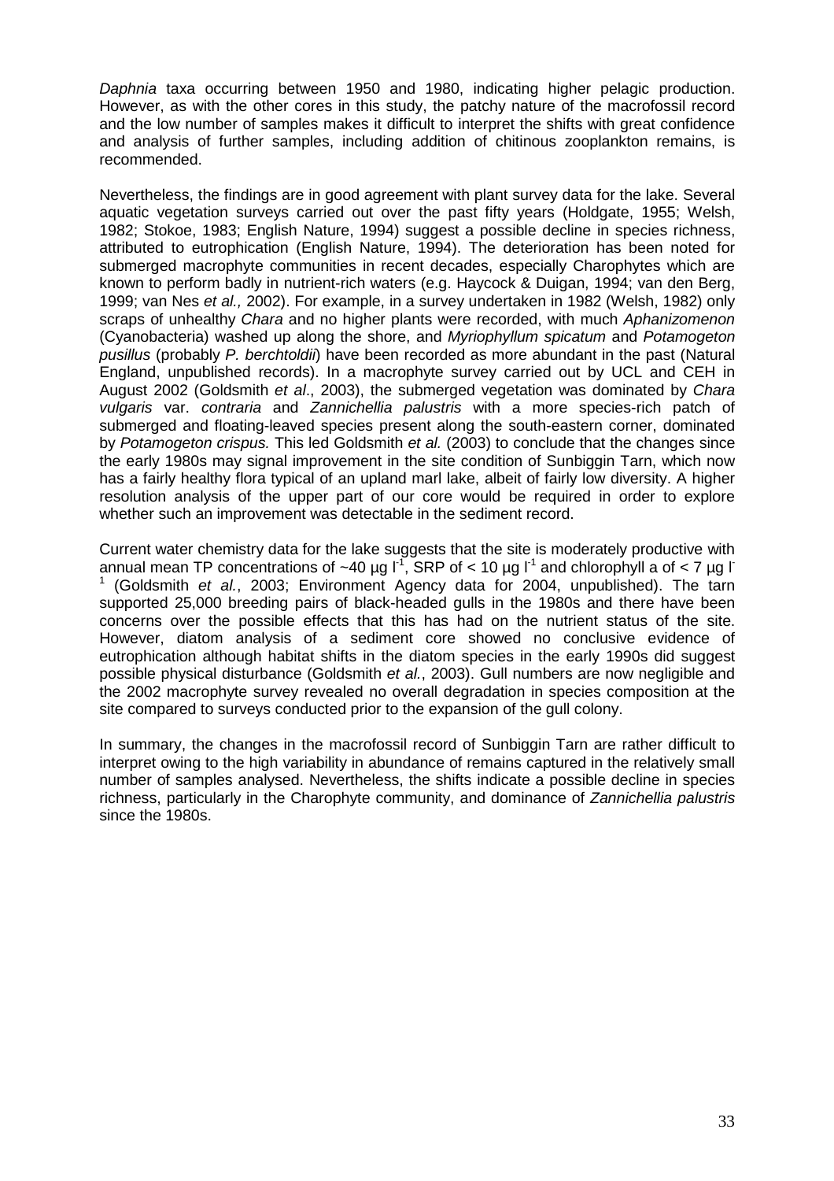*Daphnia* taxa occurring between 1950 and 1980, indicating higher pelagic production. However, as with the other cores in this study, the patchy nature of the macrofossil record and the low number of samples makes it difficult to interpret the shifts with great confidence and analysis of further samples, including addition of chitinous zooplankton remains, is recommended.

Nevertheless, the findings are in good agreement with plant survey data for the lake. Several aquatic vegetation surveys carried out over the past fifty years (Holdgate, 1955; Welsh, 1982; Stokoe, 1983; English Nature, 1994) suggest a possible decline in species richness, attributed to eutrophication (English Nature, 1994). The deterioration has been noted for submerged macrophyte communities in recent decades, especially Charophytes which are known to perform badly in nutrient-rich waters (e.g. Haycock & Duigan, 1994; van den Berg, 1999; van Nes *et al.,* 2002). For example, in a survey undertaken in 1982 (Welsh, 1982) only scraps of unhealthy *Chara* and no higher plants were recorded, with much *Aphanizomenon* (Cyanobacteria) washed up along the shore, and *Myriophyllum spicatum* and *Potamogeton pusillus* (probably *P. berchtoldii*) have been recorded as more abundant in the past (Natural England, unpublished records). In a macrophyte survey carried out by UCL and CEH in August 2002 (Goldsmith *et al*., 2003), the submerged vegetation was dominated by *Chara vulgaris* var. *contraria* and *Zannichellia palustris* with a more species-rich patch of submerged and floating-leaved species present along the south-eastern corner, dominated by *Potamogeton crispus.* This led Goldsmith *et al.* (2003) to conclude that the changes since the early 1980s may signal improvement in the site condition of Sunbiggin Tarn, which now has a fairly healthy flora typical of an upland marl lake, albeit of fairly low diversity. A higher resolution analysis of the upper part of our core would be required in order to explore whether such an improvement was detectable in the sediment record.

Current water chemistry data for the lake suggests that the site is moderately productive with annual mean TP concentrations of ~40 µg $l^{-1}$, SRP of < 10 µg $l^{-1}$ and chlorophyll a of < 7 µg $l^{-1}$ (Goldsmith *et al.*, 2003; Environment Agency data for 2004, unpublished). The tarn supported 25,000 breeding pairs of black-headed gulls in the 1980s and there have been concerns over the possible effects that this has had on the nutrient status of the site. However, diatom analysis of a sediment core showed no conclusive evidence of eutrophication although habitat shifts in the diatom species in the early 1990s did suggest possible physical disturbance (Goldsmith *et al.*, 2003). Gull numbers are now negligible and the 2002 macrophyte survey revealed no overall degradation in species composition at the site compared to surveys conducted prior to the expansion of the gull colony.

In summary, the changes in the macrofossil record of Sunbiggin Tarn are rather difficult to interpret owing to the high variability in abundance of remains captured in the relatively small number of samples analysed. Nevertheless, the shifts indicate a possible decline in species richness, particularly in the Charophyte community, and dominance of *Zannichellia palustris* since the 1980s.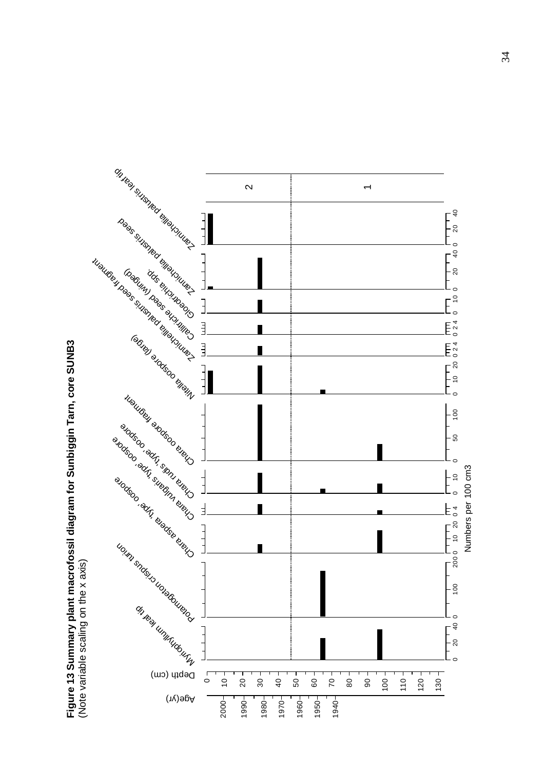**Figure 13 Summary plant macrofossil diagram for Sunbiggin Tarn, core SUNB3**
(Note variable scaling on the x axis)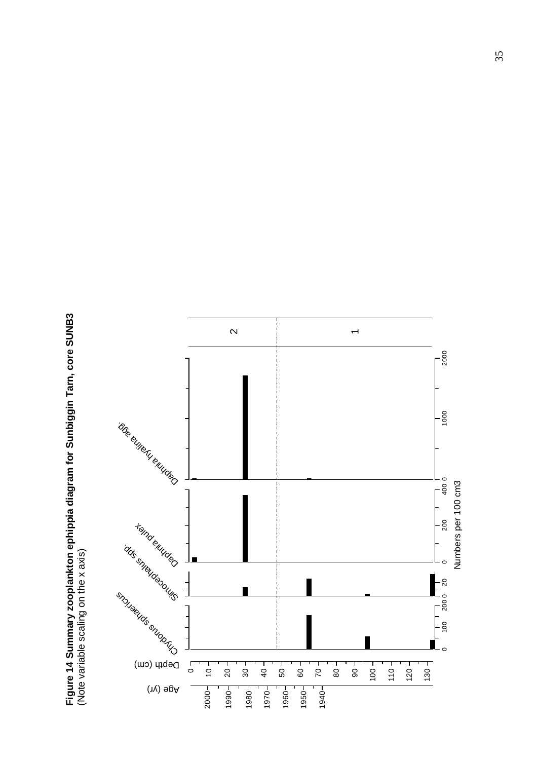**Figure 14 Summary zooplankton ephippia diagram for Sunbiggin Tarn, core SUNB3**
(Note variable scaling on the x axis)

Age (yr) | Depth (cm) | Chydorus sphaericus | Simocephalus spp. | Daphnia pulex | Daphnia hyalina agg.

Numbers per 100 cm3

Zones: 1, 2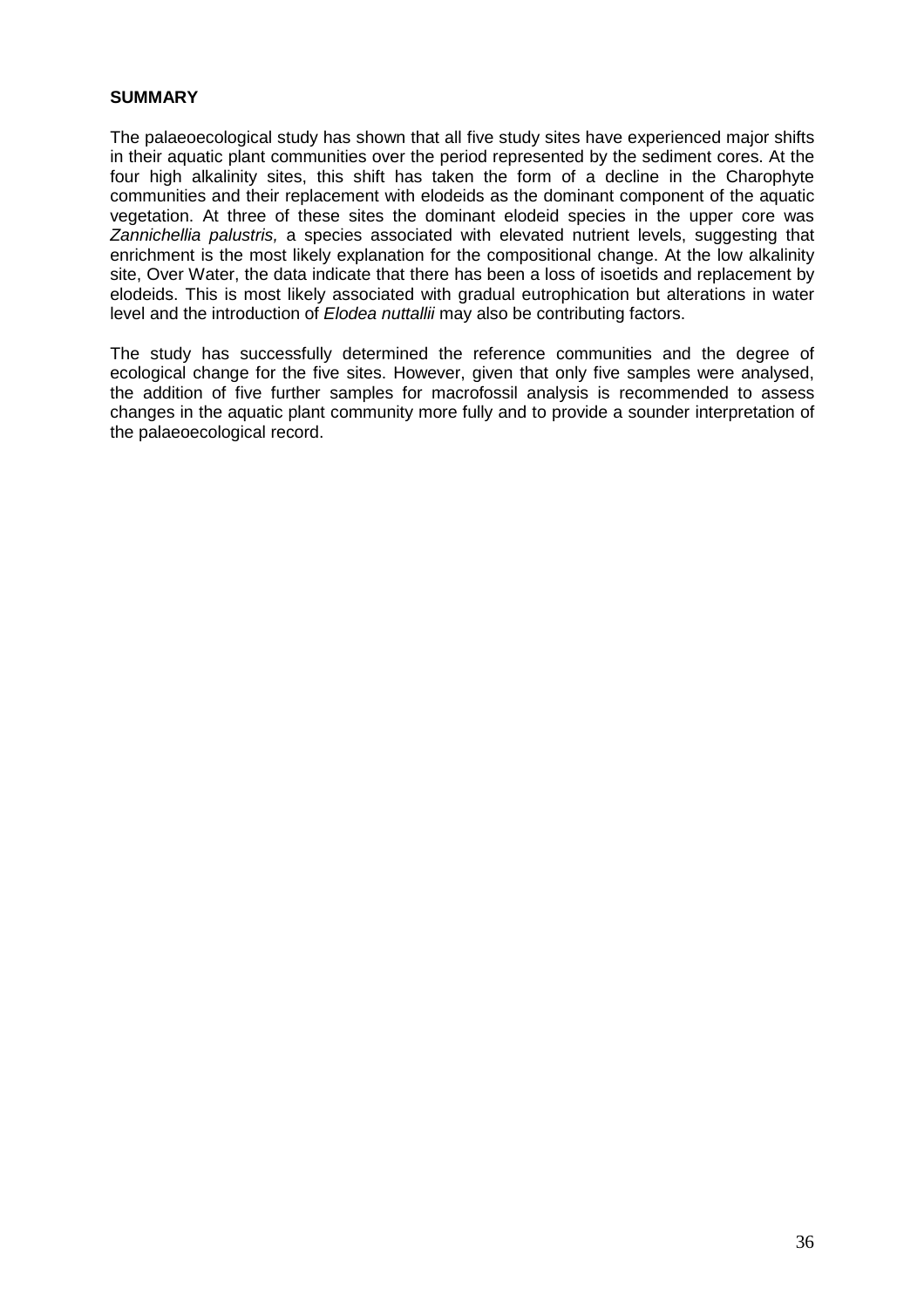## SUMMARY

The palaeoecological study has shown that all five study sites have experienced major shifts in their aquatic plant communities over the period represented by the sediment cores. At the four high alkalinity sites, this shift has taken the form of a decline in the Charophyte communities and their replacement with elodeids as the dominant component of the aquatic vegetation. At three of these sites the dominant elodeid species in the upper core was *Zannichellia palustris,* a species associated with elevated nutrient levels, suggesting that enrichment is the most likely explanation for the compositional change. At the low alkalinity site, Over Water, the data indicate that there has been a loss of isoetids and replacement by elodeids. This is most likely associated with gradual eutrophication but alterations in water level and the introduction of *Elodea nuttallii* may also be contributing factors.

The study has successfully determined the reference communities and the degree of ecological change for the five sites. However, given that only five samples were analysed, the addition of five further samples for macrofossil analysis is recommended to assess changes in the aquatic plant community more fully and to provide a sounder interpretation of the palaeoecological record.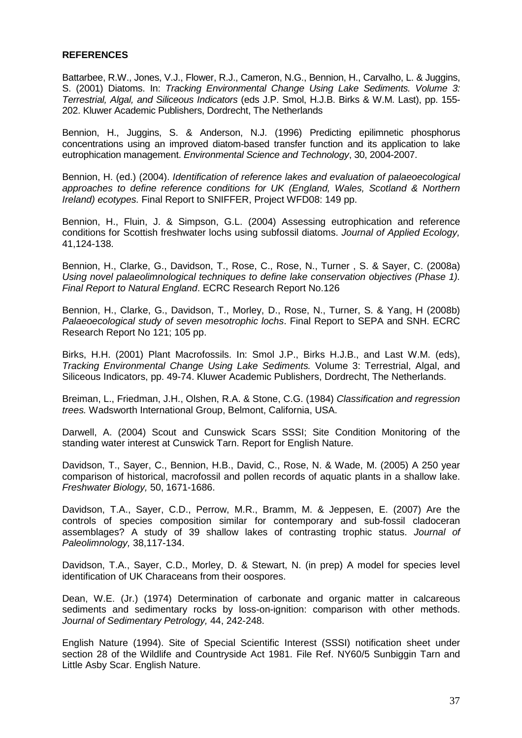**REFERENCES**

Battarbee, R.W., Jones, V.J., Flower, R.J., Cameron, N.G., Bennion, H., Carvalho, L. & Juggins, S. (2001) Diatoms. In: *Tracking Environmental Change Using Lake Sediments. Volume 3: Terrestrial, Algal, and Siliceous Indicators* (eds J.P. Smol, H.J.B. Birks & W.M. Last), pp. 155-202. Kluwer Academic Publishers, Dordrecht, The Netherlands

Bennion, H., Juggins, S. & Anderson, N.J. (1996) Predicting epilimnetic phosphorus concentrations using an improved diatom-based transfer function and its application to lake eutrophication management. *Environmental Science and Technology*, 30, 2004-2007.

Bennion, H. (ed.) (2004). *Identification of reference lakes and evaluation of palaeoecological approaches to define reference conditions for UK (England, Wales, Scotland & Northern Ireland) ecotypes.* Final Report to SNIFFER, Project WFD08: 149 pp.

Bennion, H., Fluin, J. & Simpson, G.L. (2004) Assessing eutrophication and reference conditions for Scottish freshwater lochs using subfossil diatoms. *Journal of Applied Ecology,* 41,124-138.

Bennion, H., Clarke, G., Davidson, T., Rose, C., Rose, N., Turner , S. & Sayer, C. (2008a) *Using novel palaeolimnological techniques to define lake conservation objectives (Phase 1). Final Report to Natural England*. ECRC Research Report No.126

Bennion, H., Clarke, G., Davidson, T., Morley, D., Rose, N., Turner, S. & Yang, H (2008b) *Palaeoecological study of seven mesotrophic lochs*. Final Report to SEPA and SNH. ECRC Research Report No 121; 105 pp.

Birks, H.H. (2001) Plant Macrofossils. In: Smol J.P., Birks H.J.B., and Last W.M. (eds), *Tracking Environmental Change Using Lake Sediments.* Volume 3: Terrestrial, Algal, and Siliceous Indicators, pp. 49-74. Kluwer Academic Publishers, Dordrecht, The Netherlands.

Breiman, L., Friedman, J.H., Olshen, R.A. & Stone, C.G. (1984) *Classification and regression trees.* Wadsworth International Group, Belmont, California, USA.

Darwell, A. (2004) Scout and Cunswick Scars SSSI; Site Condition Monitoring of the standing water interest at Cunswick Tarn. Report for English Nature.

Davidson, T., Sayer, C., Bennion, H.B., David, C., Rose, N. & Wade, M. (2005) A 250 year comparison of historical, macrofossil and pollen records of aquatic plants in a shallow lake. *Freshwater Biology,* 50, 1671-1686.

Davidson, T.A., Sayer, C.D., Perrow, M.R., Bramm, M. & Jeppesen, E. (2007) Are the controls of species composition similar for contemporary and sub-fossil cladoceran assemblages? A study of 39 shallow lakes of contrasting trophic status. *Journal of Paleolimnology,* 38,117-134.

Davidson, T.A., Sayer, C.D., Morley, D. & Stewart, N. (in prep) A model for species level identification of UK Characeans from their oospores.

Dean, W.E. (Jr.) (1974) Determination of carbonate and organic matter in calcareous sediments and sedimentary rocks by loss-on-ignition: comparison with other methods. *Journal of Sedimentary Petrology,* 44, 242-248.

English Nature (1994). Site of Special Scientific Interest (SSSI) notification sheet under section 28 of the Wildlife and Countryside Act 1981. File Ref. NY60/5 Sunbiggin Tarn and Little Asby Scar. English Nature.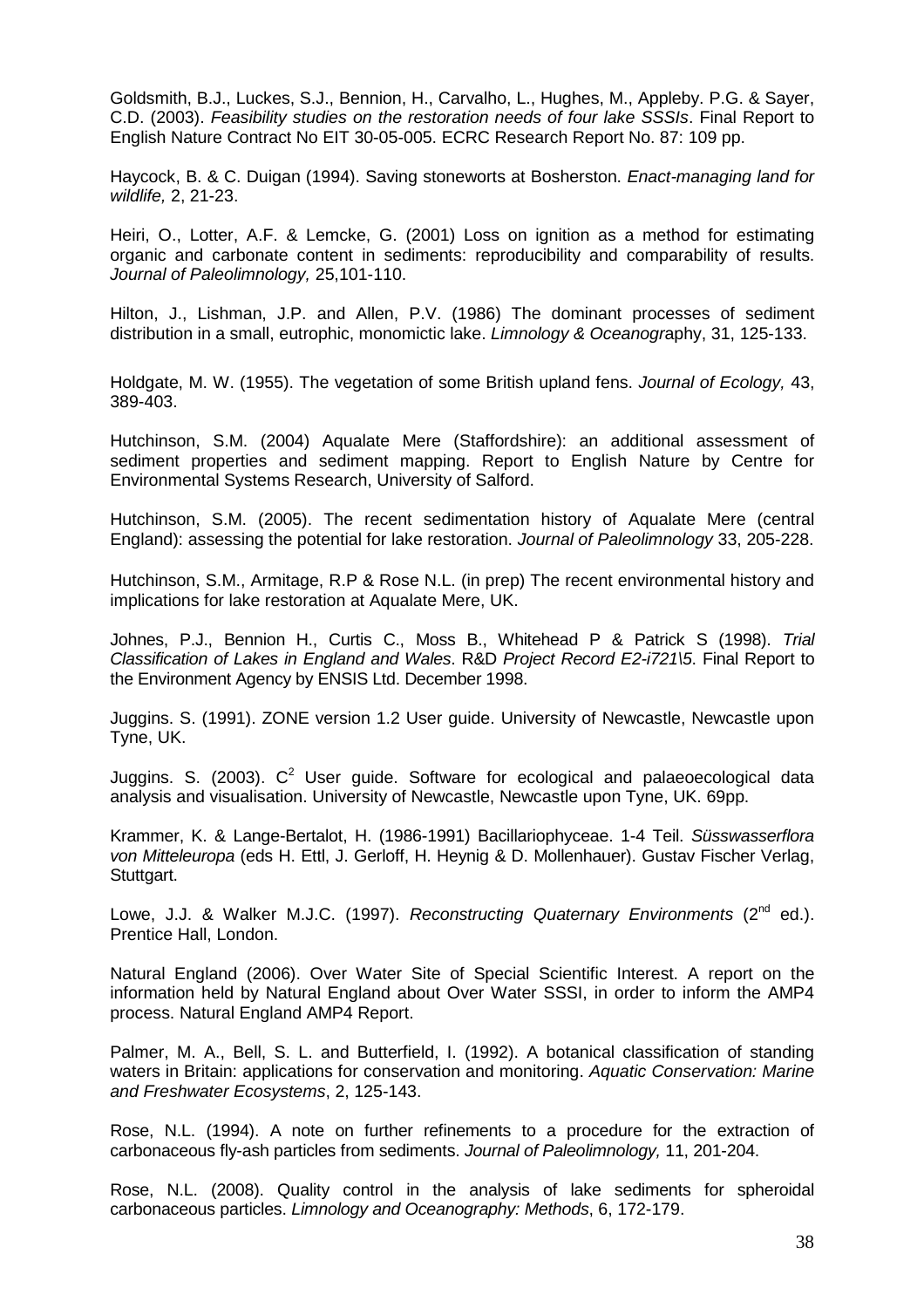Goldsmith, B.J., Luckes, S.J., Bennion, H., Carvalho, L., Hughes, M., Appleby. P.G. & Sayer, C.D. (2003). *Feasibility studies on the restoration needs of four lake SSSIs*. Final Report to English Nature Contract No EIT 30-05-005. ECRC Research Report No. 87: 109 pp.

Haycock, B. & C. Duigan (1994). Saving stoneworts at Bosherston. *Enact-managing land for wildlife,* 2, 21-23.

Heiri, O., Lotter, A.F. & Lemcke, G. (2001) Loss on ignition as a method for estimating organic and carbonate content in sediments: reproducibility and comparability of results. *Journal of Paleolimnology,* 25,101-110.

Hilton, J., Lishman, J.P. and Allen, P.V. (1986) The dominant processes of sediment distribution in a small, eutrophic, monomictic lake. *Limnology & Oceanogr*aphy, 31, 125-133.

Holdgate, M. W. (1955). The vegetation of some British upland fens. *Journal of Ecology,* 43, 389-403.

Hutchinson, S.M. (2004) Aqualate Mere (Staffordshire): an additional assessment of sediment properties and sediment mapping. Report to English Nature by Centre for Environmental Systems Research, University of Salford.

Hutchinson, S.M. (2005). The recent sedimentation history of Aqualate Mere (central England): assessing the potential for lake restoration. *Journal of Paleolimnology* 33, 205-228.

Hutchinson, S.M., Armitage, R.P & Rose N.L. (in prep) The recent environmental history and implications for lake restoration at Aqualate Mere, UK.

Johnes, P.J., Bennion H., Curtis C., Moss B., Whitehead P & Patrick S (1998). *Trial Classification of Lakes in England and Wales*. R&D *Project Record E2-i721\5*. Final Report to the Environment Agency by ENSIS Ltd. December 1998.

Juggins. S. (1991). ZONE version 1.2 User guide. University of Newcastle, Newcastle upon Tyne, UK.

Juggins. S. (2003). $C^2$ User guide. Software for ecological and palaeoecological data analysis and visualisation. University of Newcastle, Newcastle upon Tyne, UK. 69pp.

Krammer, K. & Lange-Bertalot, H. (1986-1991) Bacillariophyceae. 1-4 Teil. *Süsswasserflora von Mitteleuropa* (eds H. Ettl, J. Gerloff, H. Heynig & D. Mollenhauer). Gustav Fischer Verlag, Stuttgart.

Lowe, J.J. & Walker M.J.C. (1997). *Reconstructing Quaternary Environments* (2nd ed.). Prentice Hall, London.

Natural England (2006). Over Water Site of Special Scientific Interest. A report on the information held by Natural England about Over Water SSSI, in order to inform the AMP4 process. Natural England AMP4 Report.

Palmer, M. A., Bell, S. L. and Butterfield, I. (1992). A botanical classification of standing waters in Britain: applications for conservation and monitoring. *Aquatic Conservation: Marine and Freshwater Ecosystems*, 2, 125-143.

Rose, N.L. (1994). A note on further refinements to a procedure for the extraction of carbonaceous fly-ash particles from sediments. *Journal of Paleolimnology,* 11, 201-204.

Rose, N.L. (2008). Quality control in the analysis of lake sediments for spheroidal carbonaceous particles. *Limnology and Oceanography: Methods*, 6, 172-179.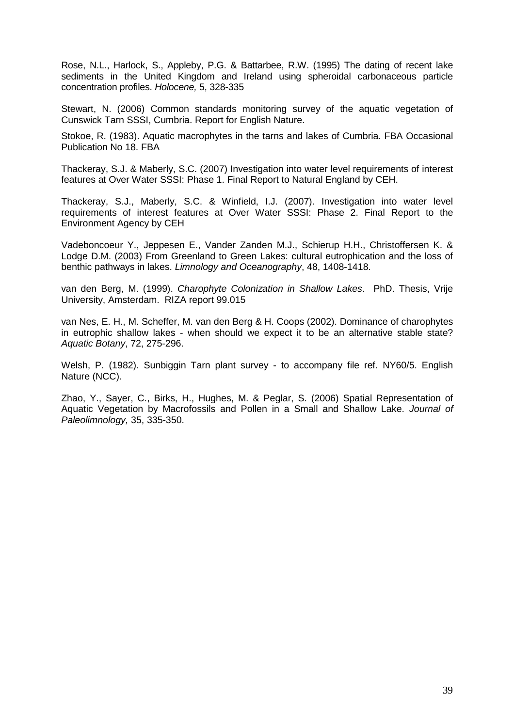Rose, N.L., Harlock, S., Appleby, P.G. & Battarbee, R.W. (1995) The dating of recent lake sediments in the United Kingdom and Ireland using spheroidal carbonaceous particle concentration profiles. *Holocene,* 5, 328-335

Stewart, N. (2006) Common standards monitoring survey of the aquatic vegetation of Cunswick Tarn SSSI, Cumbria. Report for English Nature.

Stokoe, R. (1983). Aquatic macrophytes in the tarns and lakes of Cumbria. FBA Occasional Publication No 18. FBA

Thackeray, S.J. & Maberly, S.C. (2007) Investigation into water level requirements of interest features at Over Water SSSI: Phase 1. Final Report to Natural England by CEH.

Thackeray, S.J., Maberly, S.C. & Winfield, I.J. (2007). Investigation into water level requirements of interest features at Over Water SSSI: Phase 2. Final Report to the Environment Agency by CEH

Vadeboncoeur Y., Jeppesen E., Vander Zanden M.J., Schierup H.H., Christoffersen K. & Lodge D.M. (2003) From Greenland to Green Lakes: cultural eutrophication and the loss of benthic pathways in lakes. *Limnology and Oceanography*, 48, 1408-1418.

van den Berg, M. (1999). *Charophyte Colonization in Shallow Lakes*. PhD. Thesis, Vrije University, Amsterdam. RIZA report 99.015

van Nes, E. H., M. Scheffer, M. van den Berg & H. Coops (2002). Dominance of charophytes in eutrophic shallow lakes - when should we expect it to be an alternative stable state? *Aquatic Botany*, 72, 275-296.

Welsh, P. (1982). Sunbiggin Tarn plant survey - to accompany file ref. NY60/5. English Nature (NCC).

Zhao, Y., Sayer, C., Birks, H., Hughes, M. & Peglar, S. (2006) Spatial Representation of Aquatic Vegetation by Macrofossils and Pollen in a Small and Shallow Lake. *Journal of Paleolimnology,* 35, 335-350.